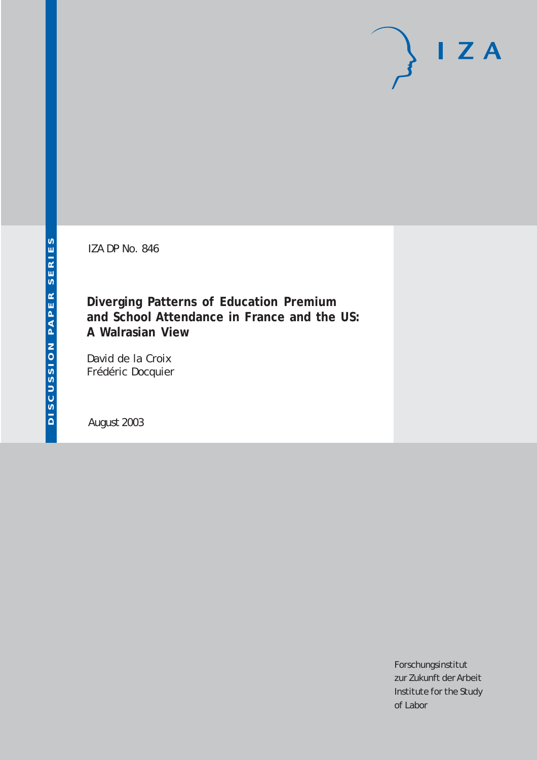DISCUSSION PAPER SERIES

IZA DP No. 846

# Diverging Patterns of Education Premium and School Attendance in France and the US: A Walrasian View

David de la Croix
Frédéric Docquier

August 2003

IZA

Forschungsinstitut
zur Zukunft der Arbeit
Institute for the Study
of Labor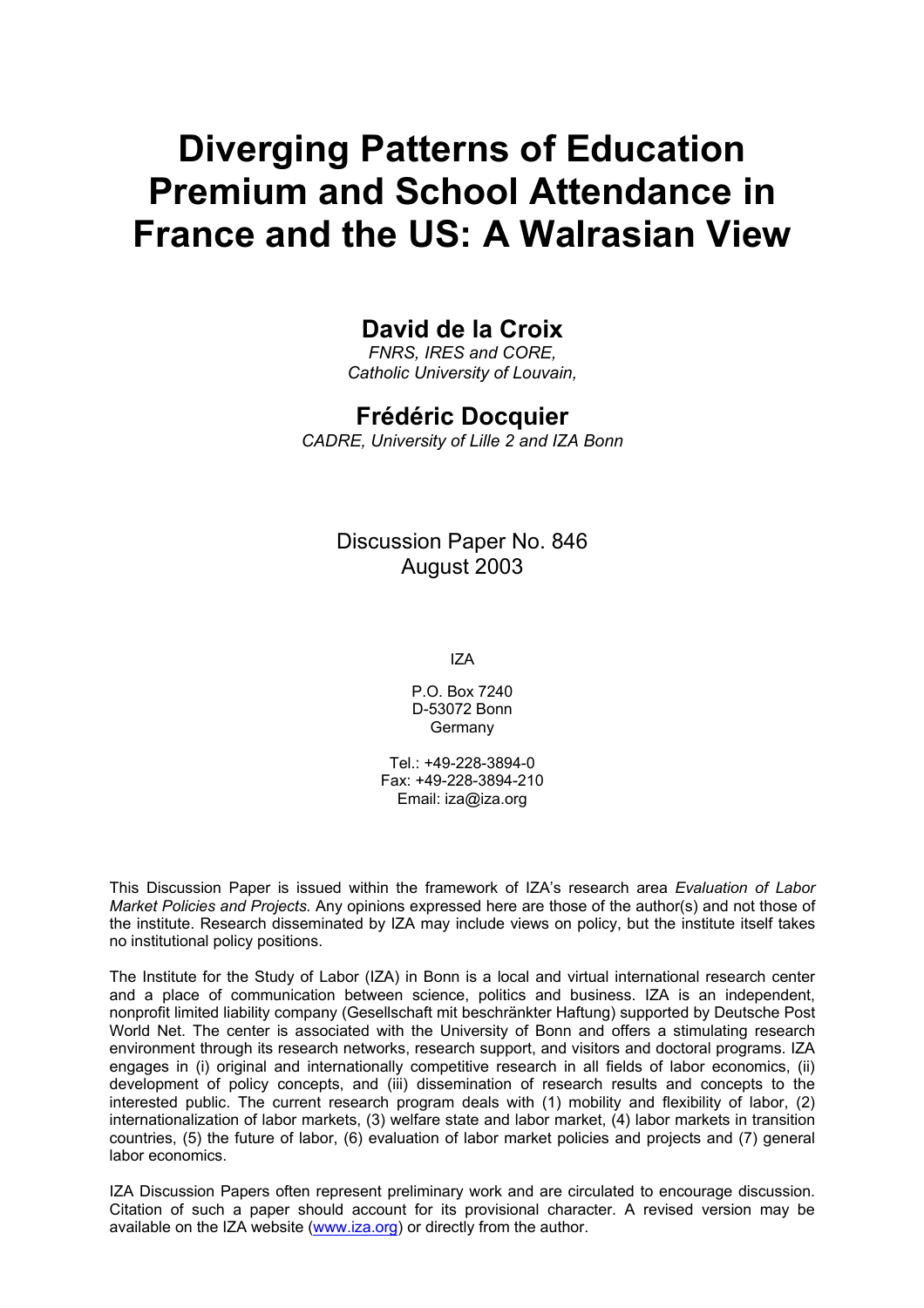# Diverging Patterns of Education Premium and School Attendance in France and the US: A Walrasian View

## David de la Croix

*FNRS, IRES and CORE, Catholic University of Louvain,*

## Frédéric Docquier

*CADRE, University of Lille 2 and IZA Bonn*

Discussion Paper No. 846
August 2003

IZA

P.O. Box 7240
D-53072 Bonn
Germany

Tel.: +49-228-3894-0
Fax: +49-228-3894-210
Email: iza@iza.org

This Discussion Paper is issued within the framework of IZA's research area *Evaluation of Labor Market Policies and Projects*. Any opinions expressed here are those of the author(s) and not those of the institute. Research disseminated by IZA may include views on policy, but the institute itself takes no institutional policy positions.

The Institute for the Study of Labor (IZA) in Bonn is a local and virtual international research center and a place of communication between science, politics and business. IZA is an independent, nonprofit limited liability company (Gesellschaft mit beschränkter Haftung) supported by Deutsche Post World Net. The center is associated with the University of Bonn and offers a stimulating research environment through its research networks, research support, and visitors and doctoral programs. IZA engages in (i) original and internationally competitive research in all fields of labor economics, (ii) development of policy concepts, and (iii) dissemination of research results and concepts to the interested public. The current research program deals with (1) mobility and flexibility of labor, (2) internationalization of labor markets, (3) welfare state and labor market, (4) labor markets in transition countries, (5) the future of labor, (6) evaluation of labor market policies and projects and (7) general labor economics.

IZA Discussion Papers often represent preliminary work and are circulated to encourage discussion. Citation of such a paper should account for its provisional character. A revised version may be available on the IZA website (www.iza.org) or directly from the author.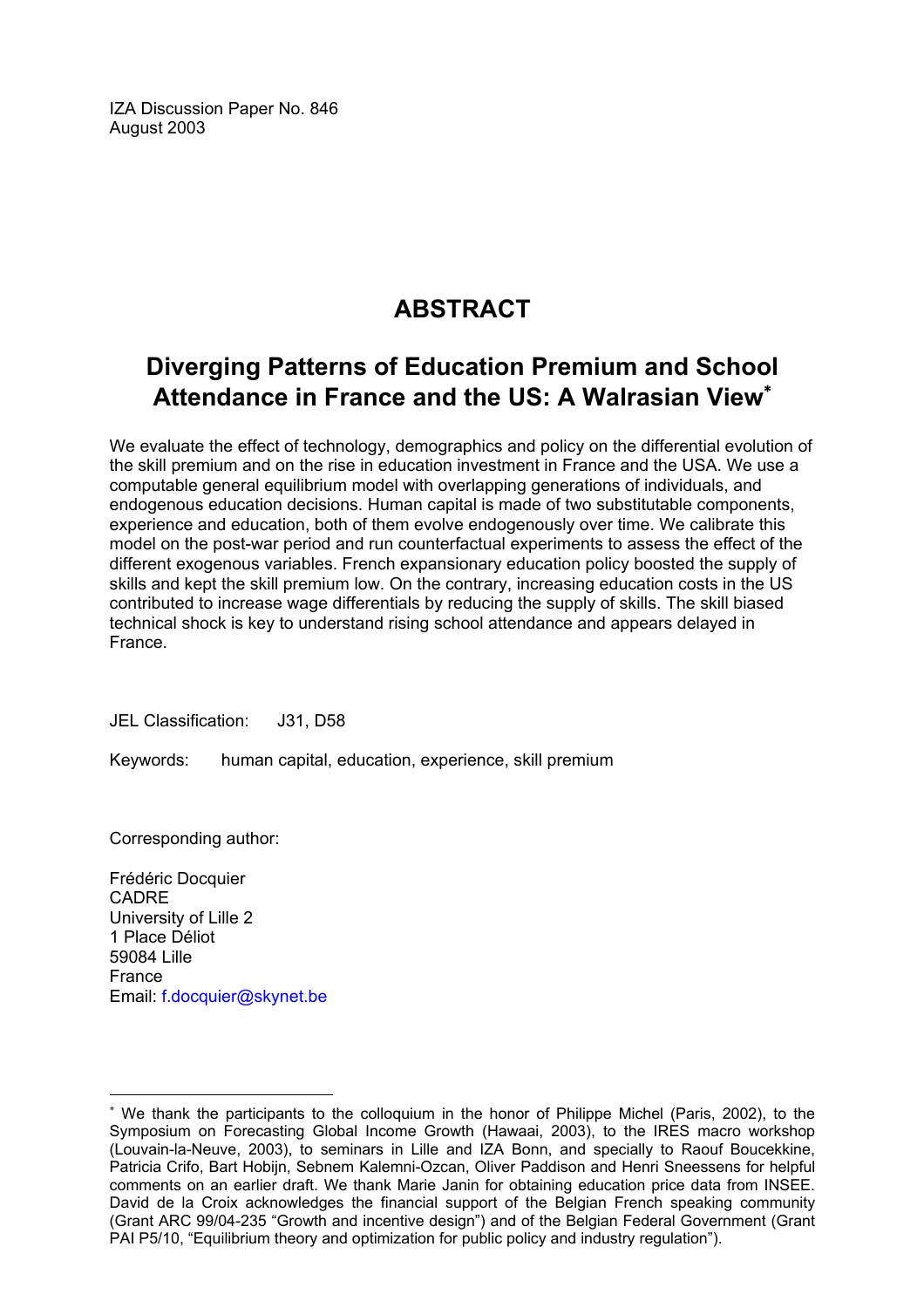IZA Discussion Paper No. 846
August 2003

# ABSTRACT

## Diverging Patterns of Education Premium and School Attendance in France and the US: A Walrasian View[*]

We evaluate the effect of technology, demographics and policy on the differential evolution of the skill premium and on the rise in education investment in France and the USA. We use a computable general equilibrium model with overlapping generations of individuals, and endogenous education decisions. Human capital is made of two substitutable components, experience and education, both of them evolve endogenously over time. We calibrate this model on the post-war period and run counterfactual experiments to assess the effect of the different exogenous variables. French expansionary education policy boosted the supply of skills and kept the skill premium low. On the contrary, increasing education costs in the US contributed to increase wage differentials by reducing the supply of skills. The skill biased technical shock is key to understand rising school attendance and appears delayed in France.

JEL Classification: J31, D58

Keywords: human capital, education, experience, skill premium

Corresponding author:

Frédéric Docquier
CADRE
University of Lille 2
1 Place Déliot
59084 Lille
France
Email: f.docquier@skynet.be

---

[*] We thank the participants to the colloquium in the honor of Philippe Michel (Paris, 2002), to the Symposium on Forecasting Global Income Growth (Hawaai, 2003), to the IRES macro workshop (Louvain-la-Neuve, 2003), to seminars in Lille and IZA Bonn, and specially to Raouf Boucekkine, Patricia Crifo, Bart Hobijn, Sebnem Kalemni-Ozcan, Oliver Paddison and Henri Sneessens for helpful comments on an earlier draft. We thank Marie Janin for obtaining education price data from INSEE. David de la Croix acknowledges the financial support of the Belgian French speaking community (Grant ARC 99/04-235 "Growth and incentive design") and of the Belgian Federal Government (Grant PAI P5/10, "Equilibrium theory and optimization for public policy and industry regulation").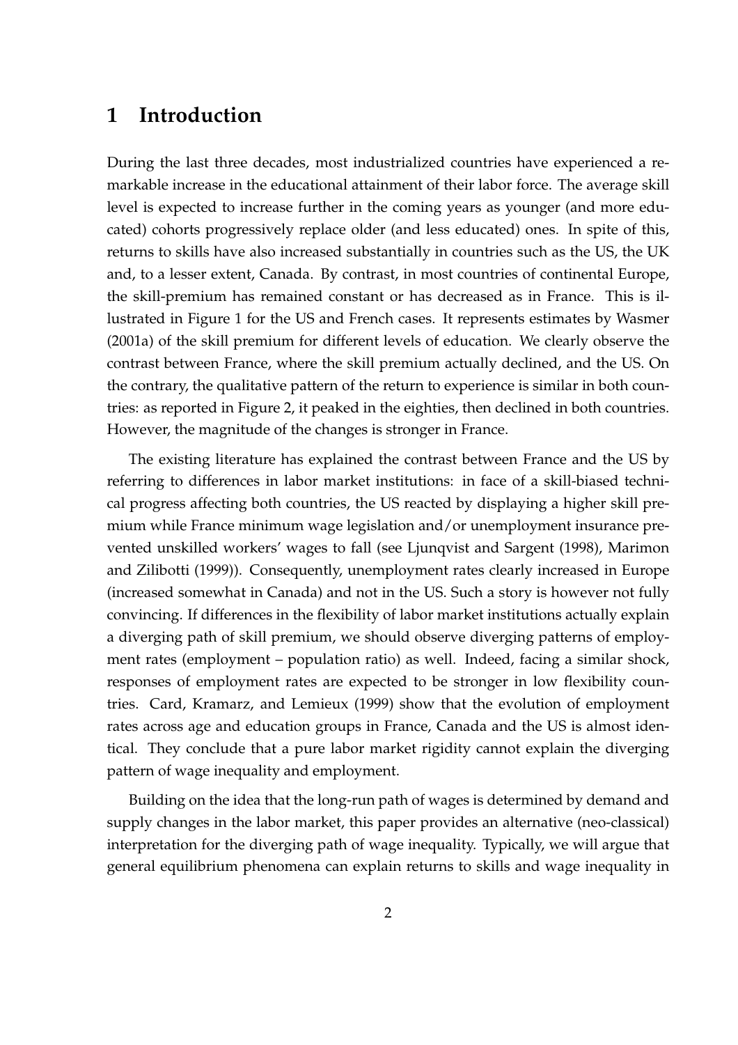# 1 Introduction

During the last three decades, most industrialized countries have experienced a remarkable increase in the educational attainment of their labor force. The average skill level is expected to increase further in the coming years as younger (and more educated) cohorts progressively replace older (and less educated) ones. In spite of this, returns to skills have also increased substantially in countries such as the US, the UK and, to a lesser extent, Canada. By contrast, in most countries of continental Europe, the skill-premium has remained constant or has decreased as in France. This is illustrated in Figure 1 for the US and French cases. It represents estimates by Wasmer (2001a) of the skill premium for different levels of education. We clearly observe the contrast between France, where the skill premium actually declined, and the US. On the contrary, the qualitative pattern of the return to experience is similar in both countries: as reported in Figure 2, it peaked in the eighties, then declined in both countries. However, the magnitude of the changes is stronger in France.

The existing literature has explained the contrast between France and the US by referring to differences in labor market institutions: in face of a skill-biased technical progress affecting both countries, the US reacted by displaying a higher skill premium while France minimum wage legislation and/or unemployment insurance prevented unskilled workers' wages to fall (see Ljunqvist and Sargent (1998), Marimon and Zilibotti (1999)). Consequently, unemployment rates clearly increased in Europe (increased somewhat in Canada) and not in the US. Such a story is however not fully convincing. If differences in the flexibility of labor market institutions actually explain a diverging path of skill premium, we should observe diverging patterns of employment rates (employment – population ratio) as well. Indeed, facing a similar shock, responses of employment rates are expected to be stronger in low flexibility countries. Card, Kramarz, and Lemieux (1999) show that the evolution of employment rates across age and education groups in France, Canada and the US is almost identical. They conclude that a pure labor market rigidity cannot explain the diverging pattern of wage inequality and employment.

Building on the idea that the long-run path of wages is determined by demand and supply changes in the labor market, this paper provides an alternative (neo-classical) interpretation for the diverging path of wage inequality. Typically, we will argue that general equilibrium phenomena can explain returns to skills and wage inequality in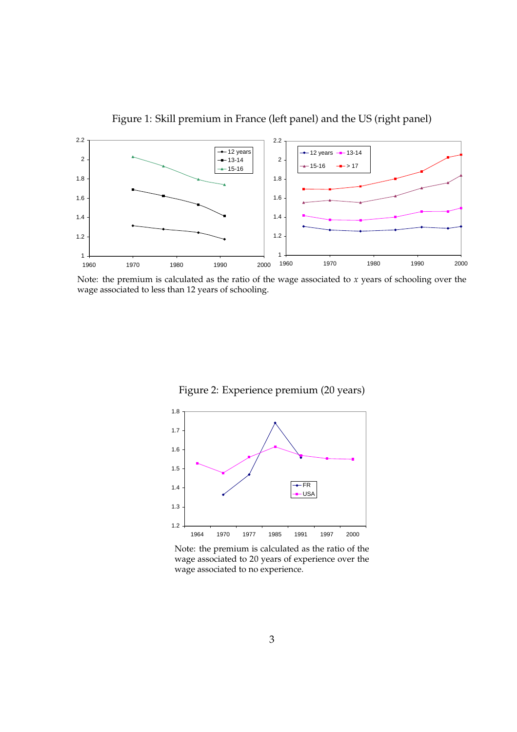Figure 1: Skill premium in France (left panel) and the US (right panel)

Note: the premium is calculated as the ratio of the wage associated to $x$ years of schooling over the wage associated to less than 12 years of schooling.

Figure 2: Experience premium (20 years)

Note: the premium is calculated as the ratio of the wage associated to 20 years of experience over the wage associated to no experience.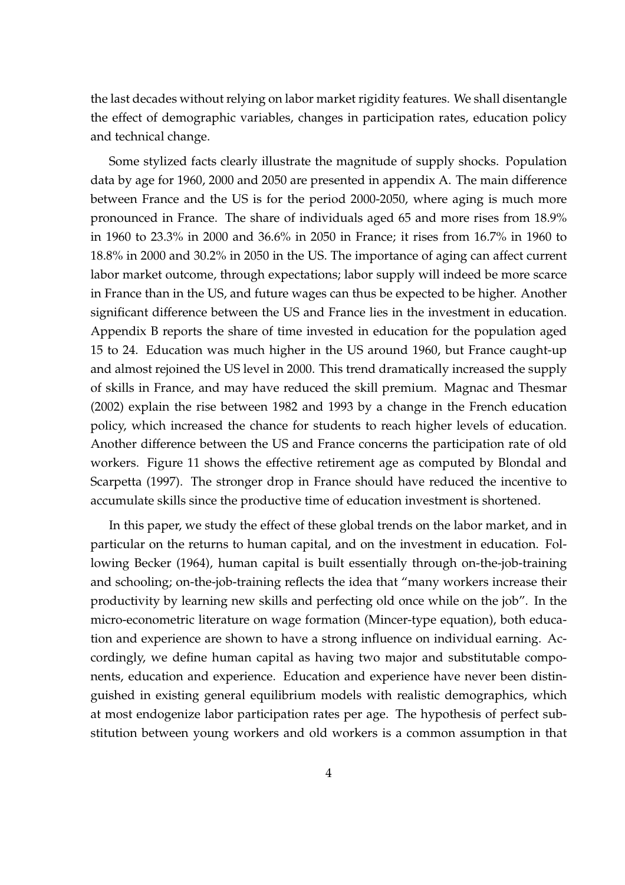the last decades without relying on labor market rigidity features. We shall disentangle the effect of demographic variables, changes in participation rates, education policy and technical change.

Some stylized facts clearly illustrate the magnitude of supply shocks. Population data by age for 1960, 2000 and 2050 are presented in appendix A. The main difference between France and the US is for the period 2000-2050, where aging is much more pronounced in France. The share of individuals aged 65 and more rises from 18.9% in 1960 to 23.3% in 2000 and 36.6% in 2050 in France; it rises from 16.7% in 1960 to 18.8% in 2000 and 30.2% in 2050 in the US. The importance of aging can affect current labor market outcome, through expectations; labor supply will indeed be more scarce in France than in the US, and future wages can thus be expected to be higher. Another significant difference between the US and France lies in the investment in education. Appendix B reports the share of time invested in education for the population aged 15 to 24. Education was much higher in the US around 1960, but France caught-up and almost rejoined the US level in 2000. This trend dramatically increased the supply of skills in France, and may have reduced the skill premium. Magnac and Thesmar (2002) explain the rise between 1982 and 1993 by a change in the French education policy, which increased the chance for students to reach higher levels of education. Another difference between the US and France concerns the participation rate of old workers. Figure 11 shows the effective retirement age as computed by Blondal and Scarpetta (1997). The stronger drop in France should have reduced the incentive to accumulate skills since the productive time of education investment is shortened.

In this paper, we study the effect of these global trends on the labor market, and in particular on the returns to human capital, and on the investment in education. Following Becker (1964), human capital is built essentially through on-the-job-training and schooling; on-the-job-training reflects the idea that "many workers increase their productivity by learning new skills and perfecting old once while on the job". In the micro-econometric literature on wage formation (Mincer-type equation), both education and experience are shown to have a strong influence on individual earning. Accordingly, we define human capital as having two major and substitutable components, education and experience. Education and experience have never been distinguished in existing general equilibrium models with realistic demographics, which at most endogenize labor participation rates per age. The hypothesis of perfect substitution between young workers and old workers is a common assumption in that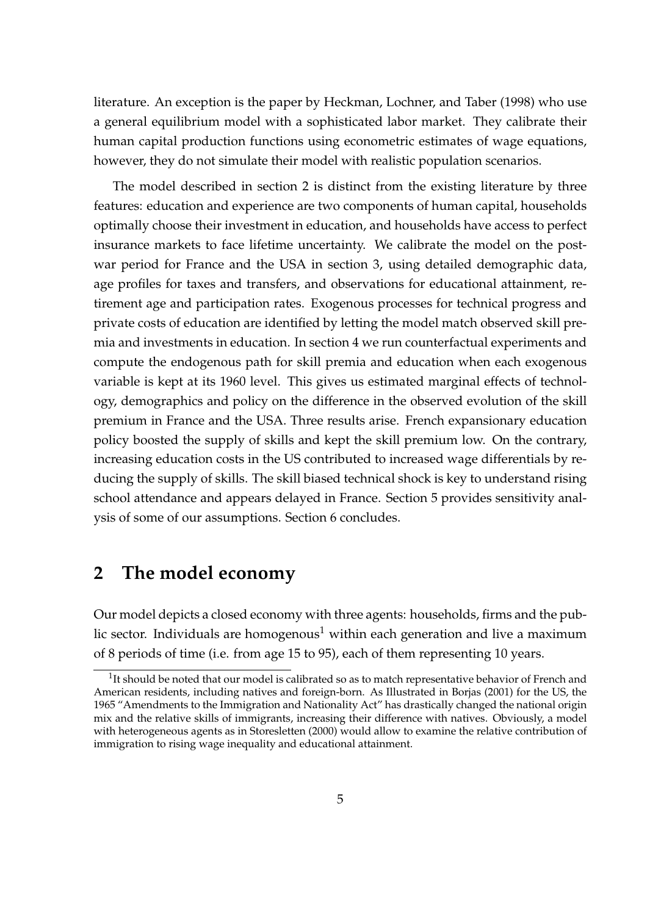literature. An exception is the paper by Heckman, Lochner, and Taber (1998) who use a general equilibrium model with a sophisticated labor market. They calibrate their human capital production functions using econometric estimates of wage equations, however, they do not simulate their model with realistic population scenarios.

The model described in section 2 is distinct from the existing literature by three features: education and experience are two components of human capital, households optimally choose their investment in education, and households have access to perfect insurance markets to face lifetime uncertainty. We calibrate the model on the post-war period for France and the USA in section 3, using detailed demographic data, age profiles for taxes and transfers, and observations for educational attainment, retirement age and participation rates. Exogenous processes for technical progress and private costs of education are identified by letting the model match observed skill premia and investments in education. In section 4 we run counterfactual experiments and compute the endogenous path for skill premia and education when each exogenous variable is kept at its 1960 level. This gives us estimated marginal effects of technology, demographics and policy on the difference in the observed evolution of the skill premium in France and the USA. Three results arise. French expansionary education policy boosted the supply of skills and kept the skill premium low. On the contrary, increasing education costs in the US contributed to increased wage differentials by reducing the supply of skills. The skill biased technical shock is key to understand rising school attendance and appears delayed in France. Section 5 provides sensitivity analysis of some of our assumptions. Section 6 concludes.

## 2 The model economy

Our model depicts a closed economy with three agents: households, firms and the public sector. Individuals are homogenous[1] within each generation and live a maximum of 8 periods of time (i.e. from age 15 to 95), each of them representing 10 years.

[1] It should be noted that our model is calibrated so as to match representative behavior of French and American residents, including natives and foreign-born. As Illustrated in Borjas (2001) for the US, the 1965 "Amendments to the Immigration and Nationality Act" has drastically changed the national origin mix and the relative skills of immigrants, increasing their difference with natives. Obviously, a model with heterogeneous agents as in Storesletten (2000) would allow to examine the relative contribution of immigration to rising wage inequality and educational attainment.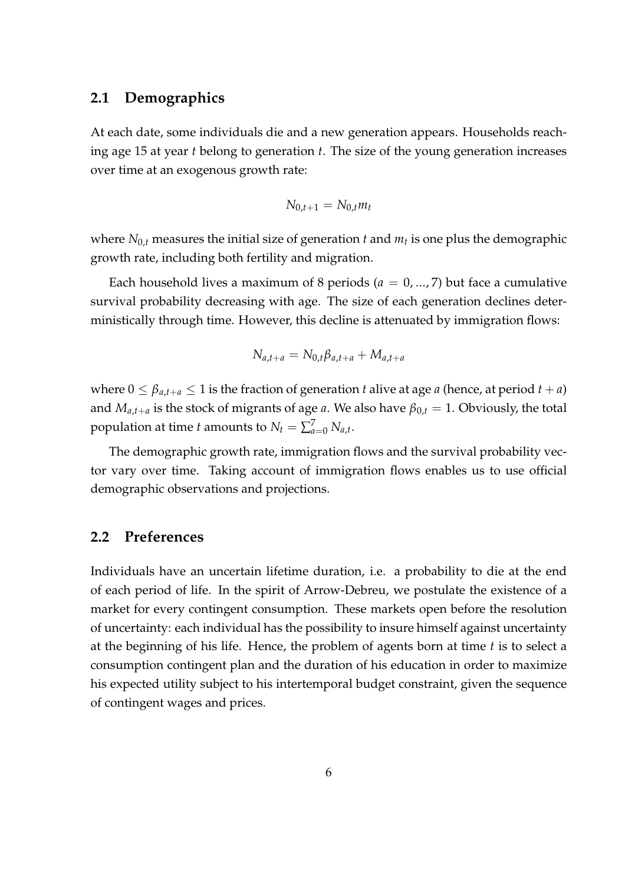## 2.1 Demographics

At each date, some individuals die and a new generation appears. Households reaching age 15 at year $t$ belong to generation $t$. The size of the young generation increases over time at an exogenous growth rate:

$$N_{0,t+1} = N_{0,t} m_t$$

where $N_{0,t}$ measures the initial size of generation $t$ and $m_t$ is one plus the demographic growth rate, including both fertility and migration.

Each household lives a maximum of 8 periods ($a = 0, ..., 7$) but face a cumulative survival probability decreasing with age. The size of each generation declines deterministically through time. However, this decline is attenuated by immigration flows:

$$N_{a,t+a} = N_{0,t} \beta_{a,t+a} + M_{a,t+a}$$

where $0 \leq \beta_{a,t+a} \leq 1$ is the fraction of generation $t$ alive at age $a$ (hence, at period $t+a$) and $M_{a,t+a}$ is the stock of migrants of age $a$. We also have $\beta_{0,t} = 1$. Obviously, the total population at time $t$ amounts to $N_t = \sum_{a=0}^{7} N_{a,t}$.

The demographic growth rate, immigration flows and the survival probability vector vary over time. Taking account of immigration flows enables us to use official demographic observations and projections.

## 2.2 Preferences

Individuals have an uncertain lifetime duration, i.e. a probability to die at the end of each period of life. In the spirit of Arrow-Debreu, we postulate the existence of a market for every contingent consumption. These markets open before the resolution of uncertainty: each individual has the possibility to insure himself against uncertainty at the beginning of his life. Hence, the problem of agents born at time $t$ is to select a consumption contingent plan and the duration of his education in order to maximize his expected utility subject to his intertemporal budget constraint, given the sequence of contingent wages and prices.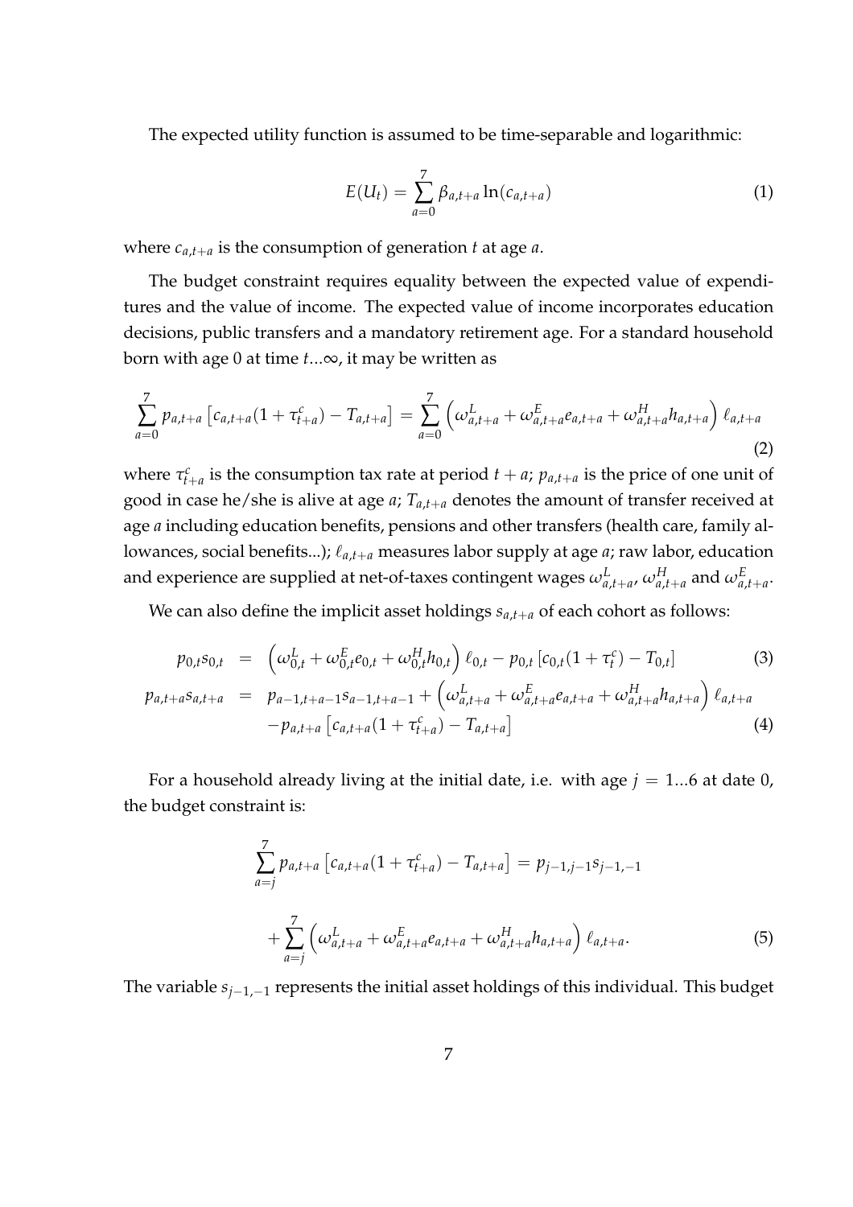The expected utility function is assumed to be time-separable and logarithmic:

$$E(U_t) = \sum_{a=0}^{7} \beta_{a,t+a} \ln(c_{a,t+a}) \tag{1}$$

where $c_{a,t+a}$ is the consumption of generation $t$ at age $a$.

The budget constraint requires equality between the expected value of expenditures and the value of income. The expected value of income incorporates education decisions, public transfers and a mandatory retirement age. For a standard household born with age 0 at time $t...\infty$, it may be written as

$$\sum_{a=0}^{7} p_{a,t+a}\left[c_{a,t+a}(1+\tau^c_{t+a}) - T_{a,t+a}\right] = \sum_{a=0}^{7}\left(\omega^L_{a,t+a} + \omega^E_{a,t+a}e_{a,t+a} + \omega^H_{a,t+a}h_{a,t+a}\right)\ell_{a,t+a} \tag{2}$$

where $\tau^c_{t+a}$ is the consumption tax rate at period $t+a$; $p_{a,t+a}$ is the price of one unit of good in case he/she is alive at age $a$; $T_{a,t+a}$ denotes the amount of transfer received at age $a$ including education benefits, pensions and other transfers (health care, family allowances, social benefits...); $\ell_{a,t+a}$ measures labor supply at age $a$; raw labor, education and experience are supplied at net-of-taxes contingent wages $\omega^L_{a,t+a}$, $\omega^H_{a,t+a}$ and $\omega^E_{a,t+a}$.

We can also define the implicit asset holdings $s_{a,t+a}$ of each cohort as follows:

$$p_{0,t}s_{0,t} = \left(\omega^L_{0,t} + \omega^E_{0,t}e_{0,t} + \omega^H_{0,t}h_{0,t}\right)\ell_{0,t} - p_{0,t}\left[c_{0,t}(1+\tau^c_t) - T_{0,t}\right] \tag{3}$$

$$\begin{aligned} p_{a,t+a}s_{a,t+a} &= p_{a-1,t+a-1}s_{a-1,t+a-1} + \left(\omega^L_{a,t+a} + \omega^E_{a,t+a}e_{a,t+a} + \omega^H_{a,t+a}h_{a,t+a}\right)\ell_{a,t+a} \\ &\quad - p_{a,t+a}\left[c_{a,t+a}(1+\tau^c_{t+a}) - T_{a,t+a}\right] \end{aligned} \tag{4}$$

For a household already living at the initial date, i.e. with age $j = 1...6$ at date 0, the budget constraint is:

$$\begin{aligned} \sum_{a=j}^{7} p_{a,t+a}\left[c_{a,t+a}(1+\tau^c_{t+a}) - T_{a,t+a}\right] &= p_{j-1,j-1}s_{j-1,-1} \\ &+ \sum_{a=j}^{7}\left(\omega^L_{a,t+a} + \omega^E_{a,t+a}e_{a,t+a} + \omega^H_{a,t+a}h_{a,t+a}\right)\ell_{a,t+a}. \end{aligned} \tag{5}$$

The variable $s_{j-1,-1}$ represents the initial asset holdings of this individual. This budget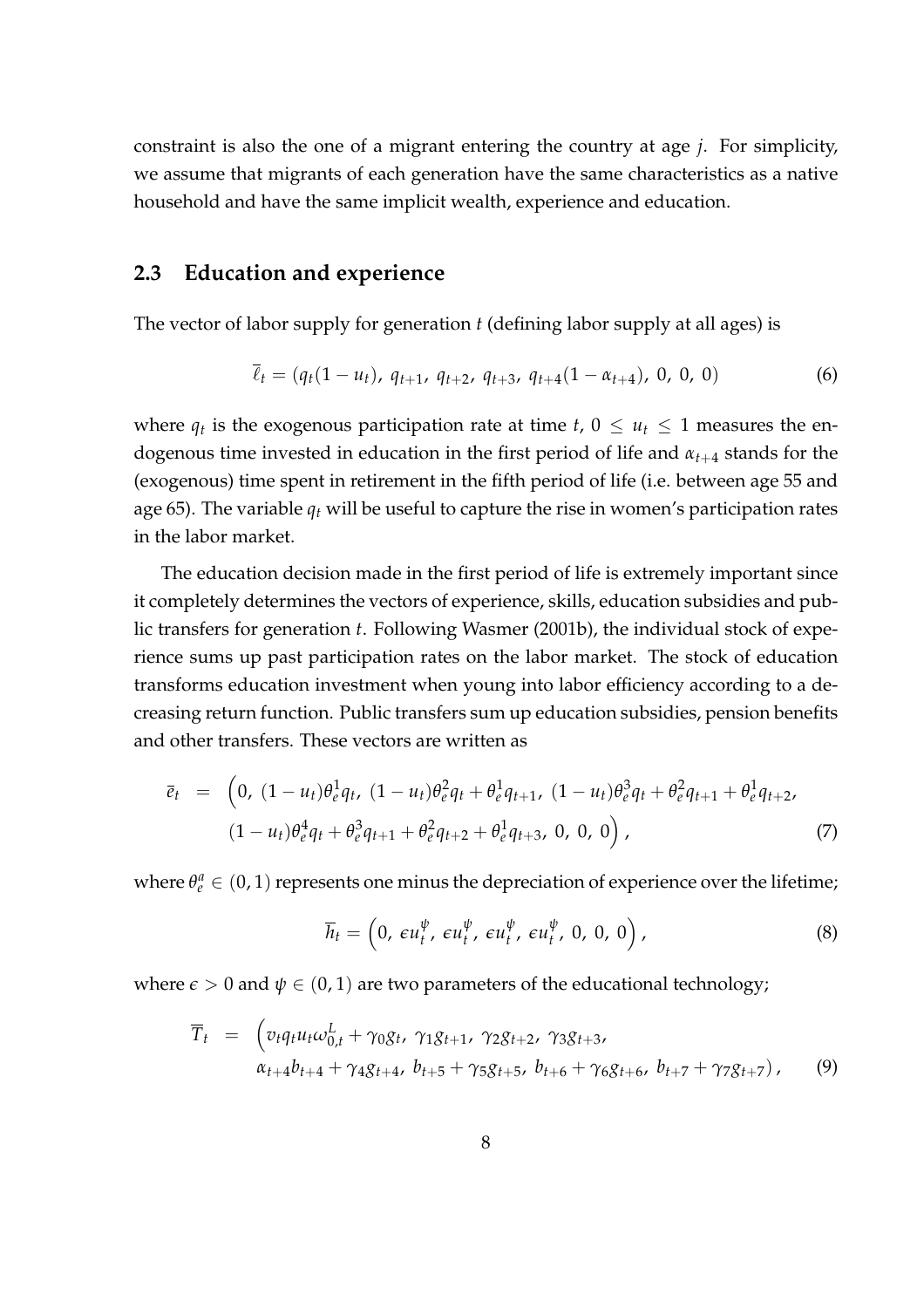constraint is also the one of a migrant entering the country at age $j$. For simplicity, we assume that migrants of each generation have the same characteristics as a native household and have the same implicit wealth, experience and education.

## 2.3 Education and experience

The vector of labor supply for generation $t$ (defining labor supply at all ages) is

$$\overline{\ell}_t = (q_t(1-u_t),\ q_{t+1},\ q_{t+2},\ q_{t+3},\ q_{t+4}(1-\alpha_{t+4}),\ 0,\ 0,\ 0) \tag{6}$$

where $q_t$ is the exogenous participation rate at time $t$, $0 \leq u_t \leq 1$ measures the endogenous time invested in education in the first period of life and $\alpha_{t+4}$ stands for the (exogenous) time spent in retirement in the fifth period of life (i.e. between age 55 and age 65). The variable $q_t$ will be useful to capture the rise in women's participation rates in the labor market.

The education decision made in the first period of life is extremely important since it completely determines the vectors of experience, skills, education subsidies and public transfers for generation $t$. Following Wasmer (2001b), the individual stock of experience sums up past participation rates on the labor market. The stock of education transforms education investment when young into labor efficiency according to a decreasing return function. Public transfers sum up education subsidies, pension benefits and other transfers. These vectors are written as

$$\begin{aligned}\overline{e}_t \;=\; & \Big(0,\ (1-u_t)\theta_e^1 q_t,\ (1-u_t)\theta_e^2 q_t + \theta_e^1 q_{t+1},\ (1-u_t)\theta_e^3 q_t + \theta_e^2 q_{t+1} + \theta_e^1 q_{t+2}, \\ & (1-u_t)\theta_e^4 q_t + \theta_e^3 q_{t+1} + \theta_e^2 q_{t+2} + \theta_e^1 q_{t+3},\ 0,\ 0,\ 0\Big),\end{aligned} \tag{7}$$

where $\theta_e^a \in (0,1)$ represents one minus the depreciation of experience over the lifetime;

$$\overline{h}_t = \Big(0,\ \epsilon u_t^{\psi},\ \epsilon u_t^{\psi},\ \epsilon u_t^{\psi},\ \epsilon u_t^{\psi},\ 0,\ 0,\ 0\Big), \tag{8}$$

where $\epsilon > 0$ and $\psi \in (0,1)$ are two parameters of the educational technology;

$$\begin{aligned}\overline{T}_t \;=\; & \Big(v_t q_t u_t \omega_{0,t}^L + \gamma_0 g_t,\ \gamma_1 g_{t+1},\ \gamma_2 g_{t+2},\ \gamma_3 g_{t+3}, \\ & \alpha_{t+4} b_{t+4} + \gamma_4 g_{t+4},\ b_{t+5} + \gamma_5 g_{t+5},\ b_{t+6} + \gamma_6 g_{t+6},\ b_{t+7} + \gamma_7 g_{t+7}\Big),\end{aligned} \tag{9}$$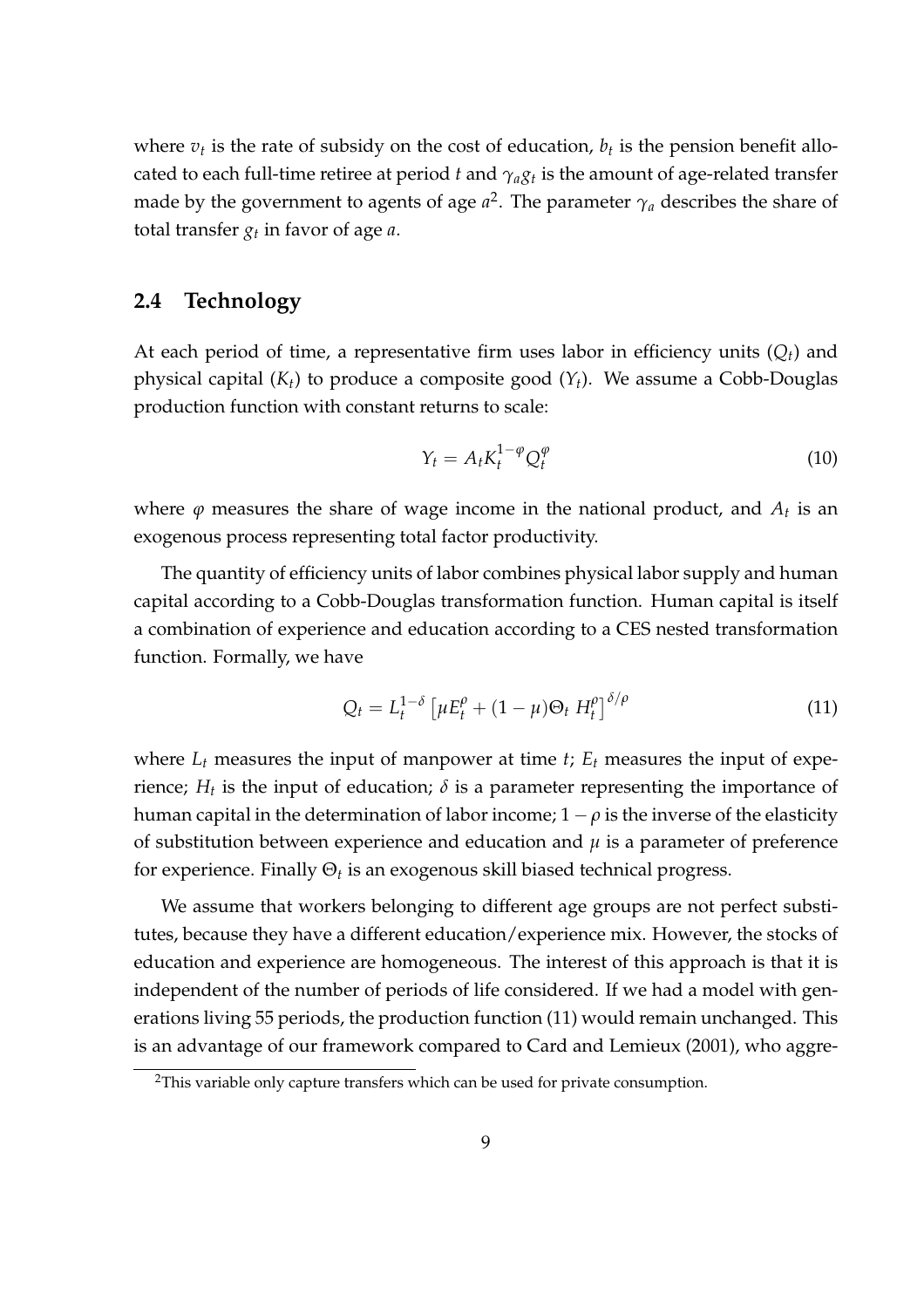where $v_t$ is the rate of subsidy on the cost of education, $b_t$ is the pension benefit allocated to each full-time retiree at period $t$ and $\gamma_a g_t$ is the amount of age-related transfer made by the government to agents of age $a$[2]. The parameter $\gamma_a$ describes the share of total transfer $g_t$ in favor of age $a$.

## 2.4 Technology

At each period of time, a representative firm uses labor in efficiency units ($Q_t$) and physical capital ($K_t$) to produce a composite good ($Y_t$). We assume a Cobb-Douglas production function with constant returns to scale:

$$Y_t = A_t K_t^{1-\varphi} Q_t^{\varphi} \tag{10}$$

where $\varphi$ measures the share of wage income in the national product, and $A_t$ is an exogenous process representing total factor productivity.

The quantity of efficiency units of labor combines physical labor supply and human capital according to a Cobb-Douglas transformation function. Human capital is itself a combination of experience and education according to a CES nested transformation function. Formally, we have

$$Q_t = L_t^{1-\delta} \left[ \mu E_t^{\rho} + (1-\mu)\Theta_t \, H_t^{\rho} \right]^{\delta/\rho} \tag{11}$$

where $L_t$ measures the input of manpower at time $t$; $E_t$ measures the input of experience; $H_t$ is the input of education; $\delta$ is a parameter representing the importance of human capital in the determination of labor income; $1-\rho$ is the inverse of the elasticity of substitution between experience and education and $\mu$ is a parameter of preference for experience. Finally $\Theta_t$ is an exogenous skill biased technical progress.

We assume that workers belonging to different age groups are not perfect substitutes, because they have a different education/experience mix. However, the stocks of education and experience are homogeneous. The interest of this approach is that it is independent of the number of periods of life considered. If we had a model with generations living 55 periods, the production function (11) would remain unchanged. This is an advantage of our framework compared to Card and Lemieux (2001), who aggre-

[2]This variable only capture transfers which can be used for private consumption.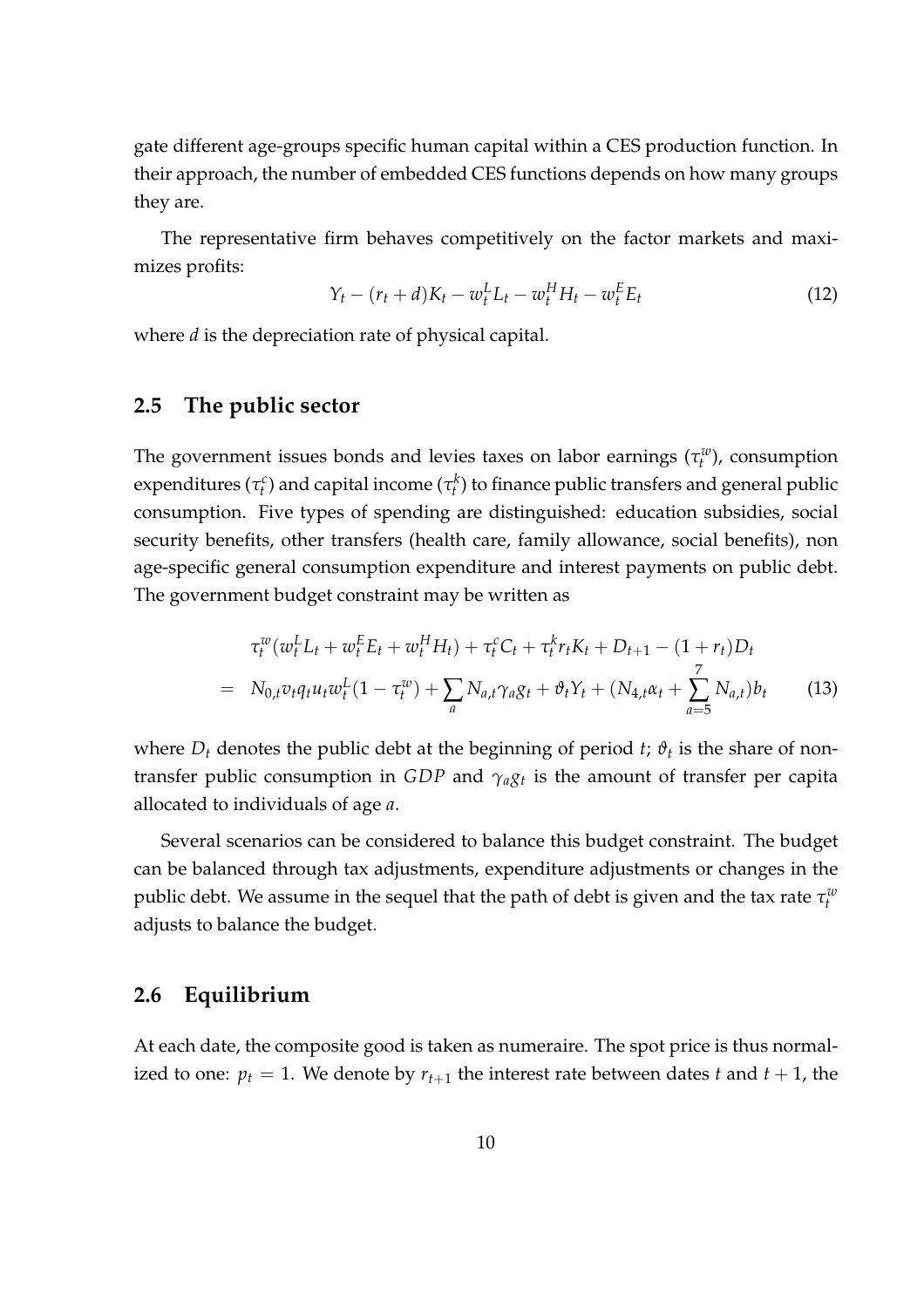gate different age-groups specific human capital within a CES production function. In their approach, the number of embedded CES functions depends on how many groups they are.

The representative firm behaves competitively on the factor markets and maximizes profits:

$$Y_t - (r_t + d)K_t - w_t^L L_t - w_t^H H_t - w_t^E E_t \tag{12}$$

where $d$ is the depreciation rate of physical capital.

## 2.5 The public sector

The government issues bonds and levies taxes on labor earnings ($\tau_t^w$), consumption expenditures ($\tau_t^c$) and capital income ($\tau_t^k$) to finance public transfers and general public consumption. Five types of spending are distinguished: education subsidies, social security benefits, other transfers (health care, family allowance, social benefits), non age-specific general consumption expenditure and interest payments on public debt. The government budget constraint may be written as

$$\begin{aligned} & \tau_t^w (w_t^L L_t + w_t^E E_t + w_t^H H_t) + \tau_t^c C_t + \tau_t^k r_t K_t + D_{t+1} - (1 + r_t) D_t \\ = \; & N_{0,t} v_t q_t u_t w_t^L (1 - \tau_t^w) + \sum_a N_{a,t} \gamma_a g_t + \vartheta_t Y_t + (N_{4,t} \alpha_t + \sum_{a=5}^{7} N_{a,t}) b_t \end{aligned} \tag{13}$$

where $D_t$ denotes the public debt at the beginning of period $t$; $\vartheta_t$ is the share of non-transfer public consumption in $GDP$ and $\gamma_a g_t$ is the amount of transfer per capita allocated to individuals of age $a$.

Several scenarios can be considered to balance this budget constraint. The budget can be balanced through tax adjustments, expenditure adjustments or changes in the public debt. We assume in the sequel that the path of debt is given and the tax rate $\tau_t^w$ adjusts to balance the budget.

## 2.6 Equilibrium

At each date, the composite good is taken as numeraire. The spot price is thus normalized to one: $p_t = 1$. We denote by $r_{t+1}$ the interest rate between dates $t$ and $t + 1$, the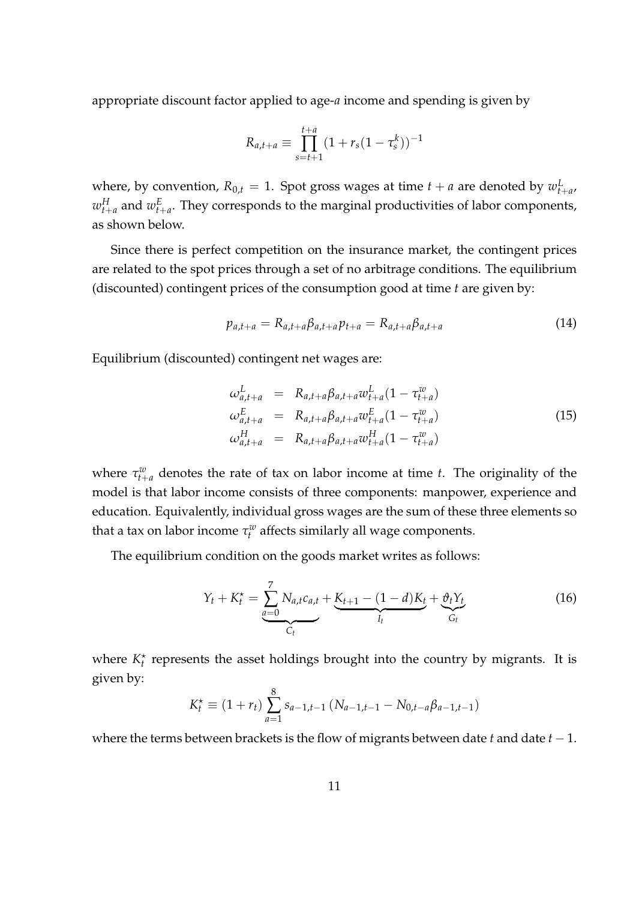appropriate discount factor applied to age-$a$ income and spending is given by

$$R_{a,t+a} \equiv \prod_{s=t+1}^{t+a} (1 + r_s(1 - \tau_s^k))^{-1}$$

where, by convention, $R_{0,t} = 1$. Spot gross wages at time $t + a$ are denoted by $w_{t+a}^L$, $w_{t+a}^H$ and $w_{t+a}^E$. They corresponds to the marginal productivities of labor components, as shown below.

Since there is perfect competition on the insurance market, the contingent prices are related to the spot prices through a set of no arbitrage conditions. The equilibrium (discounted) contingent prices of the consumption good at time $t$ are given by:

$$p_{a,t+a} = R_{a,t+a}\beta_{a,t+a}p_{t+a} = R_{a,t+a}\beta_{a,t+a} \tag{14}$$

Equilibrium (discounted) contingent net wages are:

$$\begin{aligned} \omega_{a,t+a}^L &= R_{a,t+a}\beta_{a,t+a}w_{t+a}^L(1 - \tau_{t+a}^w) \\ \omega_{a,t+a}^E &= R_{a,t+a}\beta_{a,t+a}w_{t+a}^E(1 - \tau_{t+a}^w) \\ \omega_{a,t+a}^H &= R_{a,t+a}\beta_{a,t+a}w_{t+a}^H(1 - \tau_{t+a}^w) \end{aligned} \tag{15}$$

where $\tau_{t+a}^w$ denotes the rate of tax on labor income at time $t$. The originality of the model is that labor income consists of three components: manpower, experience and education. Equivalently, individual gross wages are the sum of these three elements so that a tax on labor income $\tau_t^w$ affects similarly all wage components.

The equilibrium condition on the goods market writes as follows:

$$Y_t + K_t^\star = \underbrace{\sum_{a=0}^{7} N_{a,t}c_{a,t}}_{C_t} + \underbrace{K_{t+1} - (1-d)K_t}_{I_t} + \underbrace{\vartheta_t Y_t}_{G_t} \tag{16}$$

where $K_t^\star$ represents the asset holdings brought into the country by migrants. It is given by:

$$K_t^\star \equiv (1 + r_t) \sum_{a=1}^{8} s_{a-1,t-1} \left( N_{a-1,t-1} - N_{0,t-a}\beta_{a-1,t-1} \right)$$

where the terms between brackets is the flow of migrants between date $t$ and date $t - 1$.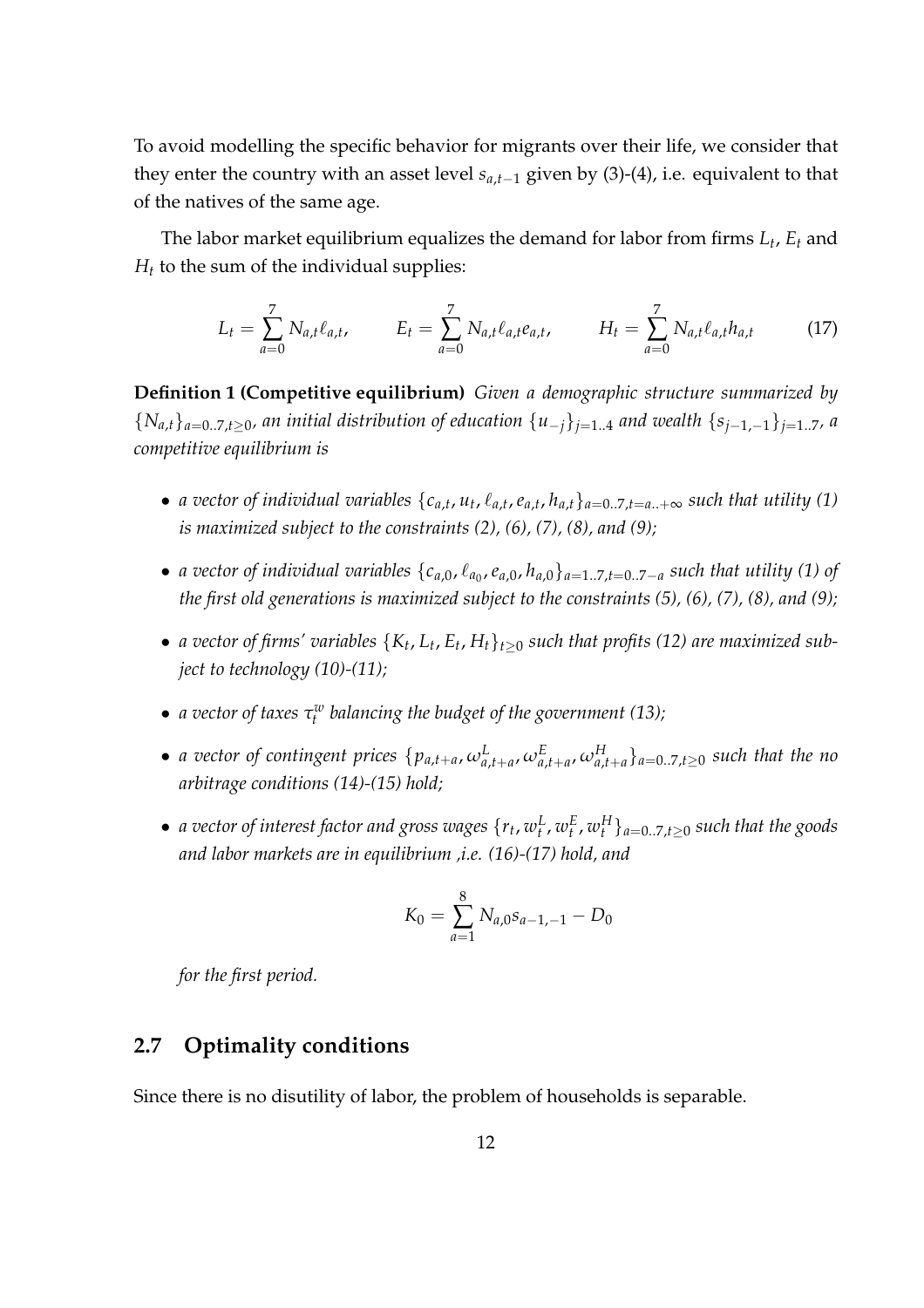To avoid modelling the specific behavior for migrants over their life, we consider that they enter the country with an asset level $s_{a,t-1}$ given by (3)-(4), i.e. equivalent to that of the natives of the same age.

The labor market equilibrium equalizes the demand for labor from firms $L_t$, $E_t$ and $H_t$ to the sum of the individual supplies:

$$L_t = \sum_{a=0}^{7} N_{a,t}\ell_{a,t}, \qquad E_t = \sum_{a=0}^{7} N_{a,t}\ell_{a,t}e_{a,t}, \qquad H_t = \sum_{a=0}^{7} N_{a,t}\ell_{a,t}h_{a,t} \tag{17}$$

**Definition 1 (Competitive equilibrium)** *Given a demographic structure summarized by* $\{N_{a,t}\}_{a=0..7,t\geq 0}$*, an initial distribution of education* $\{u_{-j}\}_{j=1..4}$ *and wealth* $\{s_{j-1,-1}\}_{j=1..7}$*, a competitive equilibrium is*

- *a vector of individual variables* $\{c_{a,t}, u_t, \ell_{a,t}, e_{a,t}, h_{a,t}\}_{a=0..7,t=a..+\infty}$ *such that utility (1) is maximized subject to the constraints (2), (6), (7), (8), and (9);*
- *a vector of individual variables* $\{c_{a,0}, \ell_{a_0}, e_{a,0}, h_{a,0}\}_{a=1..7,t=0..7-a}$ *such that utility (1) of the first old generations is maximized subject to the constraints (5), (6), (7), (8), and (9);*
- *a vector of firms' variables* $\{K_t, L_t, E_t, H_t\}_{t\geq 0}$ *such that profits (12) are maximized subject to technology (10)-(11);*
- *a vector of taxes* $\tau_t^w$ *balancing the budget of the government (13);*
- *a vector of contingent prices* $\{p_{a,t+a}, \omega^L_{a,t+a}, \omega^E_{a,t+a}, \omega^H_{a,t+a}\}_{a=0..7,t\geq 0}$ *such that the no arbitrage conditions (14)-(15) hold;*
- *a vector of interest factor and gross wages* $\{r_t, w_t^L, w_t^E, w_t^H\}_{a=0..7,t\geq 0}$ *such that the goods and labor markets are in equilibrium ,i.e. (16)-(17) hold, and*

$$K_0 = \sum_{a=1}^{8} N_{a,0}s_{a-1,-1} - D_0$$

*for the first period.*

## 2.7 Optimality conditions

Since there is no disutility of labor, the problem of households is separable.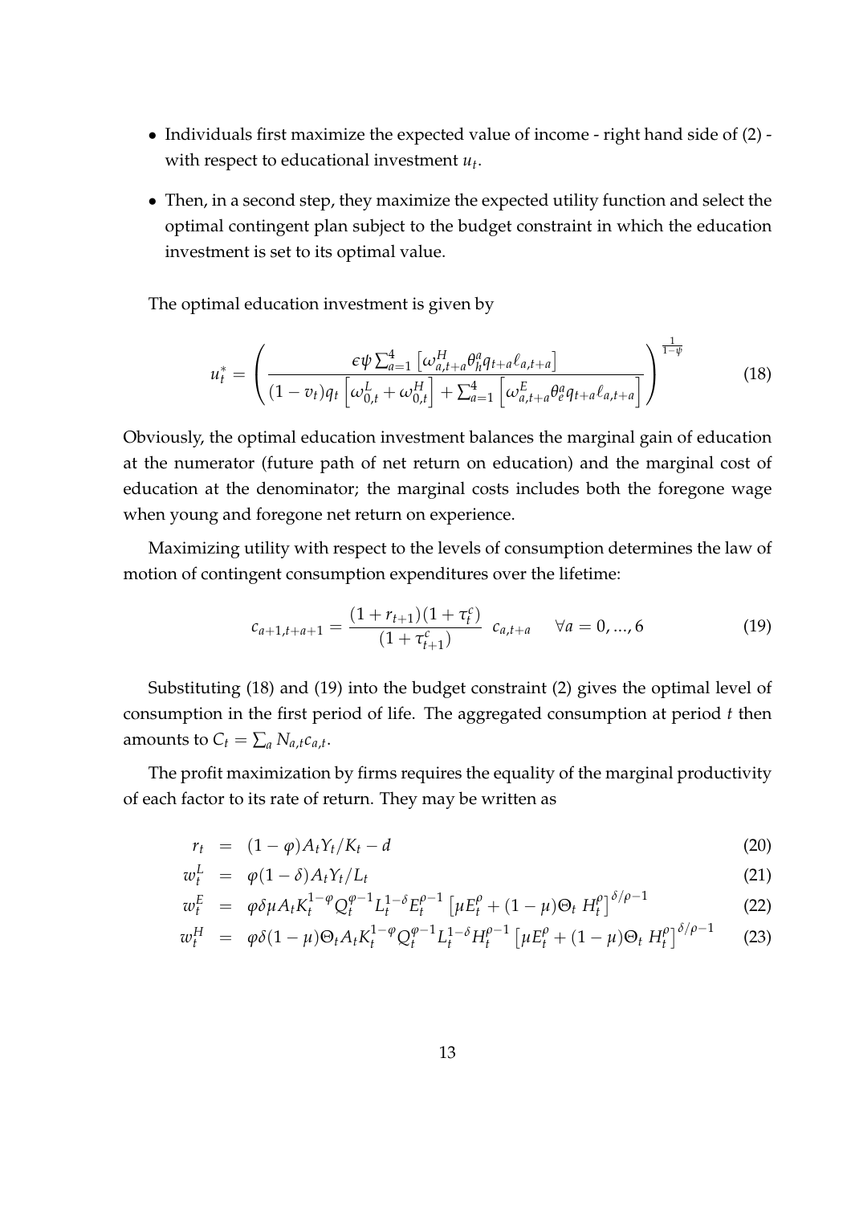- Individuals first maximize the expected value of income - right hand side of (2) - with respect to educational investment $u_t$.
- Then, in a second step, they maximize the expected utility function and select the optimal contingent plan subject to the budget constraint in which the education investment is set to its optimal value.

The optimal education investment is given by

$$u_t^* = \left( \frac{\epsilon \psi \sum_{a=1}^{4} \left[ \omega_{a,t+a}^{H} \theta_h^a q_{t+a} \ell_{a,t+a} \right]}{(1-v_t) q_t \left[ \omega_{0,t}^{L} + \omega_{0,t}^{H} \right] + \sum_{a=1}^{4} \left[ \omega_{a,t+a}^{E} \theta_e^a q_{t+a} \ell_{a,t+a} \right]} \right)^{\frac{1}{1-\psi}} \tag{18}$$

Obviously, the optimal education investment balances the marginal gain of education at the numerator (future path of net return on education) and the marginal cost of education at the denominator; the marginal costs includes both the foregone wage when young and foregone net return on experience.

Maximizing utility with respect to the levels of consumption determines the law of motion of contingent consumption expenditures over the lifetime:

$$c_{a+1,t+a+1} = \frac{(1+r_{t+1})(1+\tau_t^c)}{(1+\tau_{t+1}^c)} \ c_{a,t+a} \qquad \forall a = 0, ..., 6 \tag{19}$$

Substituting (18) and (19) into the budget constraint (2) gives the optimal level of consumption in the first period of life. The aggregated consumption at period $t$ then amounts to $C_t = \sum_a N_{a,t} c_{a,t}$.

The profit maximization by firms requires the equality of the marginal productivity of each factor to its rate of return. They may be written as

$$r_t = (1-\varphi) A_t Y_t / K_t - d \tag{20}$$

$$w_t^L = \varphi(1-\delta) A_t Y_t / L_t \tag{21}$$

$$w_t^E = \varphi \delta \mu A_t K_t^{1-\varphi} Q_t^{\varphi-1} L_t^{1-\delta} E_t^{\rho-1} \left[ \mu E_t^{\rho} + (1-\mu) \Theta_t \ H_t^{\rho} \right]^{\delta/\rho - 1} \tag{22}$$

$$w_t^H = \varphi \delta (1-\mu) \Theta_t A_t K_t^{1-\varphi} Q_t^{\varphi-1} L_t^{1-\delta} H_t^{\rho-1} \left[ \mu E_t^{\rho} + (1-\mu) \Theta_t \ H_t^{\rho} \right]^{\delta/\rho - 1} \tag{23}$$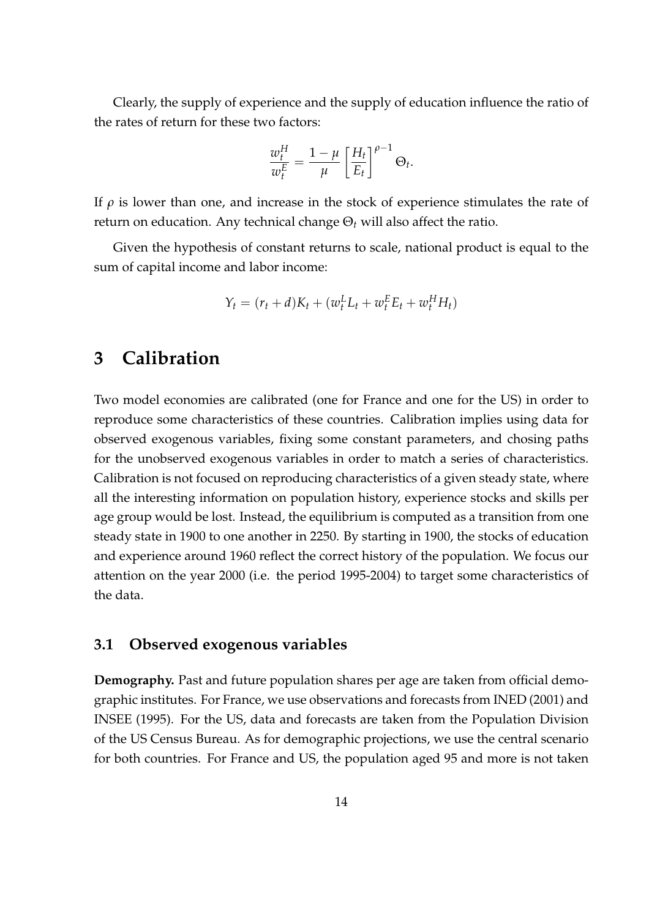Clearly, the supply of experience and the supply of education influence the ratio of the rates of return for these two factors:

$$\frac{w_t^H}{w_t^E} = \frac{1-\mu}{\mu} \left[\frac{H_t}{E_t}\right]^{\rho-1} \Theta_t.$$

If $\rho$ is lower than one, and increase in the stock of experience stimulates the rate of return on education. Any technical change $\Theta_t$ will also affect the ratio.

Given the hypothesis of constant returns to scale, national product is equal to the sum of capital income and labor income:

$$Y_t = (r_t + d)K_t + (w_t^L L_t + w_t^E E_t + w_t^H H_t)$$

# 3 Calibration

Two model economies are calibrated (one for France and one for the US) in order to reproduce some characteristics of these countries. Calibration implies using data for observed exogenous variables, fixing some constant parameters, and chosing paths for the unobserved exogenous variables in order to match a series of characteristics. Calibration is not focused on reproducing characteristics of a given steady state, where all the interesting information on population history, experience stocks and skills per age group would be lost. Instead, the equilibrium is computed as a transition from one steady state in 1900 to one another in 2250. By starting in 1900, the stocks of education and experience around 1960 reflect the correct history of the population. We focus our attention on the year 2000 (i.e. the period 1995-2004) to target some characteristics of the data.

## 3.1 Observed exogenous variables

**Demography.** Past and future population shares per age are taken from official demographic institutes. For France, we use observations and forecasts from INED (2001) and INSEE (1995). For the US, data and forecasts are taken from the Population Division of the US Census Bureau. As for demographic projections, we use the central scenario for both countries. For France and US, the population aged 95 and more is not taken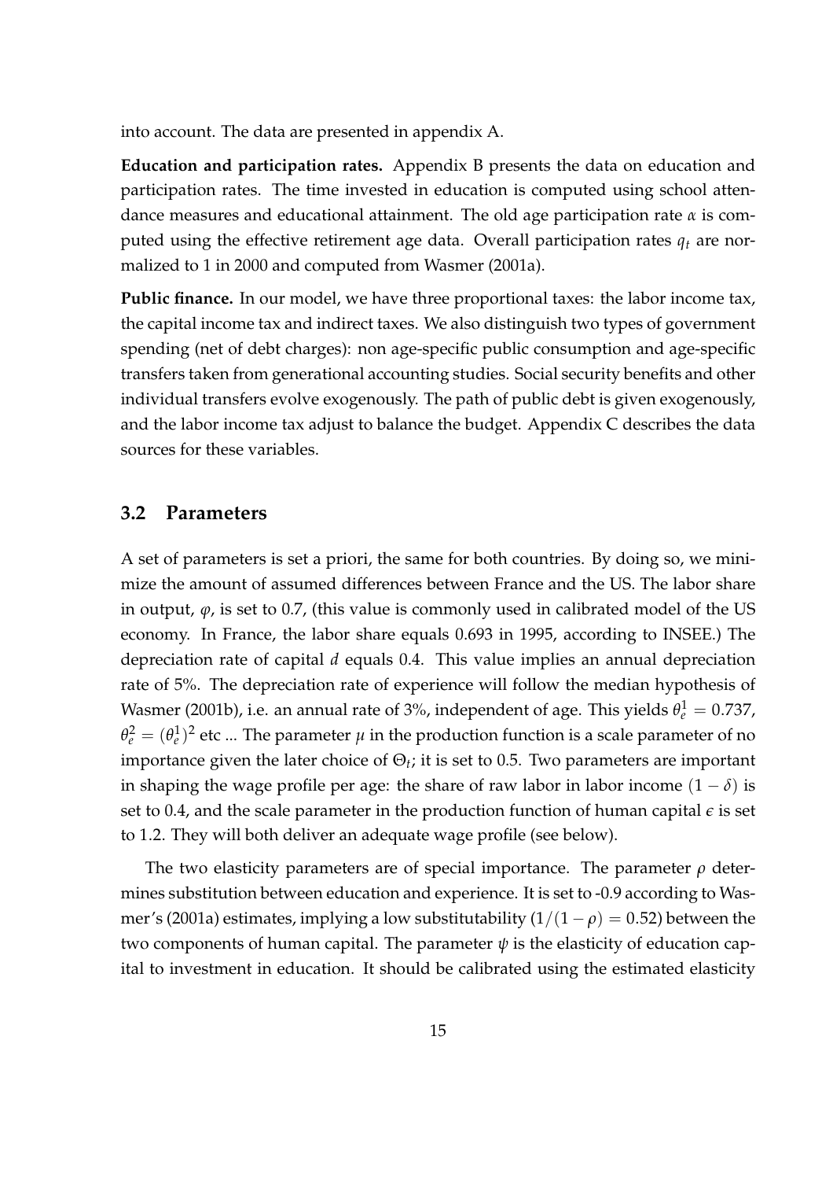into account. The data are presented in appendix A.

**Education and participation rates.** Appendix B presents the data on education and participation rates. The time invested in education is computed using school attendance measures and educational attainment. The old age participation rate $\alpha$ is computed using the effective retirement age data. Overall participation rates $q_t$ are normalized to 1 in 2000 and computed from Wasmer (2001a).

**Public finance.** In our model, we have three proportional taxes: the labor income tax, the capital income tax and indirect taxes. We also distinguish two types of government spending (net of debt charges): non age-specific public consumption and age-specific transfers taken from generational accounting studies. Social security benefits and other individual transfers evolve exogenously. The path of public debt is given exogenously, and the labor income tax adjust to balance the budget. Appendix C describes the data sources for these variables.

## 3.2 Parameters

A set of parameters is set a priori, the same for both countries. By doing so, we minimize the amount of assumed differences between France and the US. The labor share in output, $\varphi$, is set to 0.7, (this value is commonly used in calibrated model of the US economy. In France, the labor share equals 0.693 in 1995, according to INSEE.) The depreciation rate of capital $d$ equals 0.4. This value implies an annual depreciation rate of 5%. The depreciation rate of experience will follow the median hypothesis of Wasmer (2001b), i.e. an annual rate of 3%, independent of age. This yields $\theta_e^1 = 0.737$, $\theta_e^2 = (\theta_e^1)^2$ etc ... The parameter $\mu$ in the production function is a scale parameter of no importance given the later choice of $\Theta_t$; it is set to 0.5. Two parameters are important in shaping the wage profile per age: the share of raw labor in labor income $(1 - \delta)$ is set to 0.4, and the scale parameter in the production function of human capital $\epsilon$ is set to 1.2. They will both deliver an adequate wage profile (see below).

The two elasticity parameters are of special importance. The parameter $\rho$ determines substitution between education and experience. It is set to -0.9 according to Wasmer's (2001a) estimates, implying a low substitutability $(1/(1 - \rho) = 0.52)$ between the two components of human capital. The parameter $\psi$ is the elasticity of education capital to investment in education. It should be calibrated using the estimated elasticity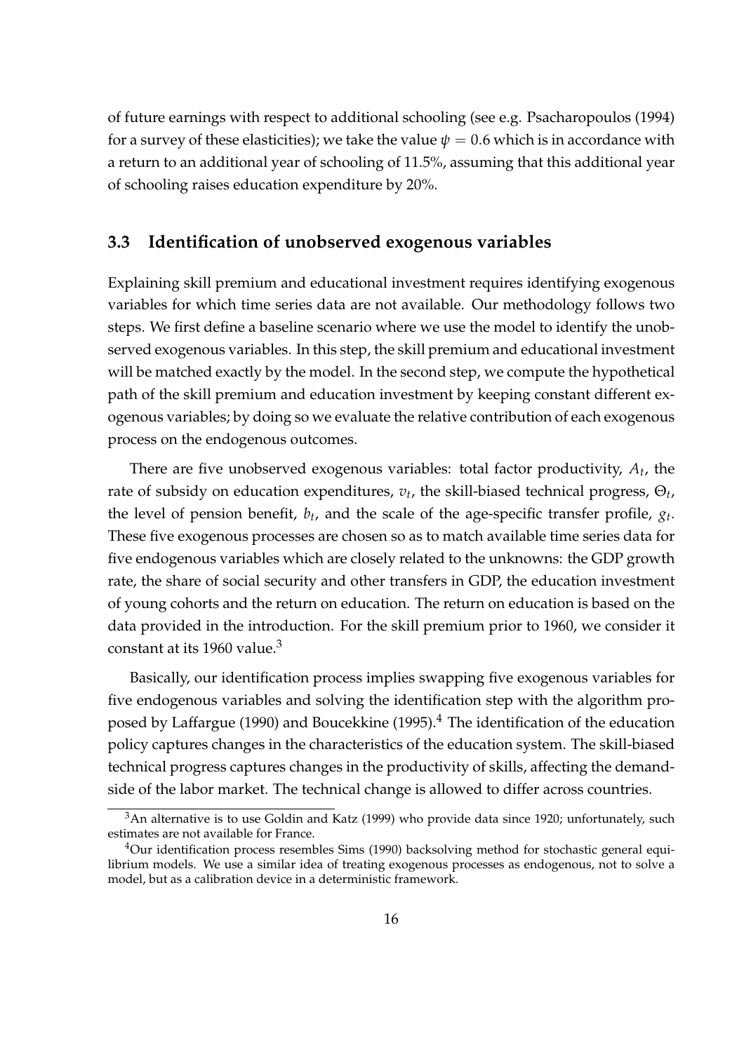of future earnings with respect to additional schooling (see e.g. Psacharopoulos (1994) for a survey of these elasticities); we take the value $\psi = 0.6$ which is in accordance with a return to an additional year of schooling of 11.5%, assuming that this additional year of schooling raises education expenditure by 20%.

### 3.3 Identification of unobserved exogenous variables

Explaining skill premium and educational investment requires identifying exogenous variables for which time series data are not available. Our methodology follows two steps. We first define a baseline scenario where we use the model to identify the unobserved exogenous variables. In this step, the skill premium and educational investment will be matched exactly by the model. In the second step, we compute the hypothetical path of the skill premium and education investment by keeping constant different exogenous variables; by doing so we evaluate the relative contribution of each exogenous process on the endogenous outcomes.

There are five unobserved exogenous variables: total factor productivity, $A_t$, the rate of subsidy on education expenditures, $v_t$, the skill-biased technical progress, $\Theta_t$, the level of pension benefit, $b_t$, and the scale of the age-specific transfer profile, $g_t$. These five exogenous processes are chosen so as to match available time series data for five endogenous variables which are closely related to the unknowns: the GDP growth rate, the share of social security and other transfers in GDP, the education investment of young cohorts and the return on education. The return on education is based on the data provided in the introduction. For the skill premium prior to 1960, we consider it constant at its 1960 value.[3]

Basically, our identification process implies swapping five exogenous variables for five endogenous variables and solving the identification step with the algorithm proposed by Laffargue (1990) and Boucekkine (1995).[4] The identification of the education policy captures changes in the characteristics of the education system. The skill-biased technical progress captures changes in the productivity of skills, affecting the demand-side of the labor market. The technical change is allowed to differ across countries.

[3]An alternative is to use Goldin and Katz (1999) who provide data since 1920; unfortunately, such estimates are not available for France.

[4]Our identification process resembles Sims (1990) backsolving method for stochastic general equilibrium models. We use a similar idea of treating exogenous processes as endogenous, not to solve a model, but as a calibration device in a deterministic framework.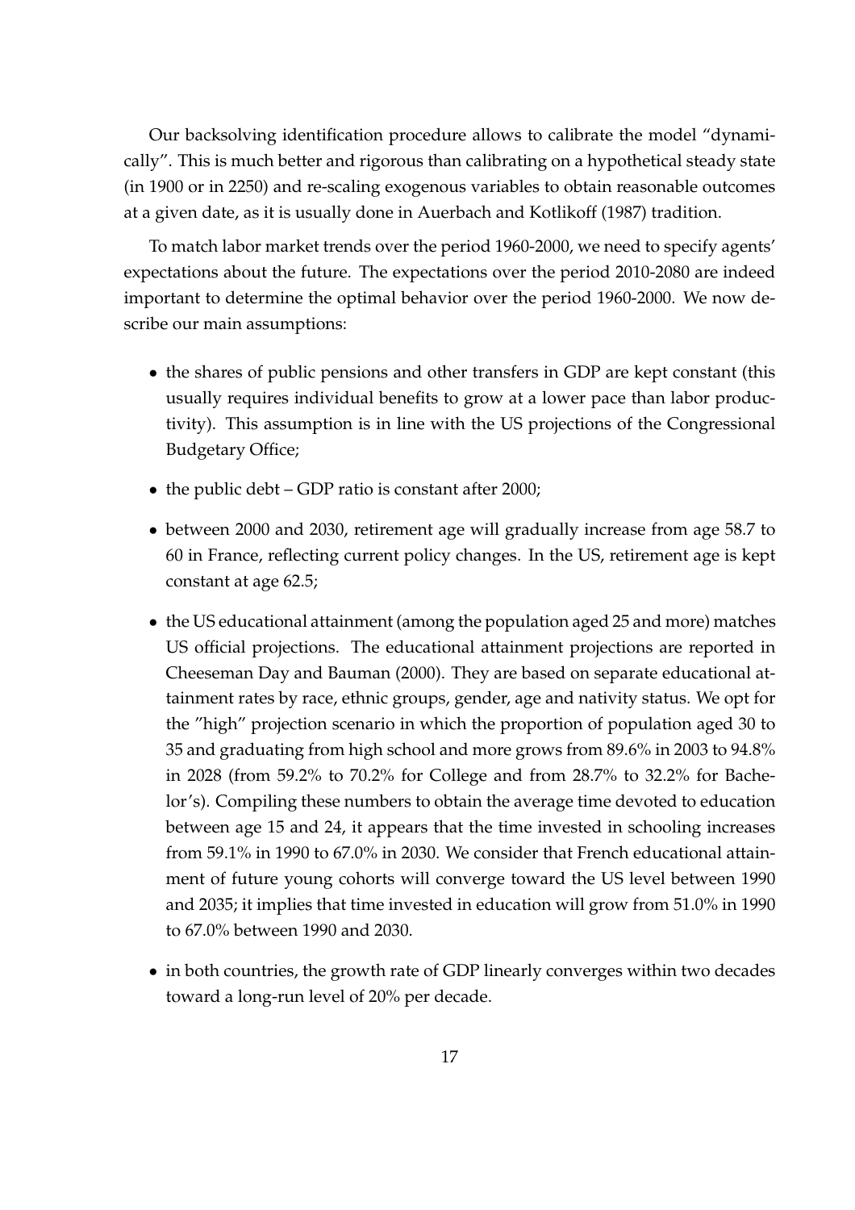Our backsolving identification procedure allows to calibrate the model "dynamically". This is much better and rigorous than calibrating on a hypothetical steady state (in 1900 or in 2250) and re-scaling exogenous variables to obtain reasonable outcomes at a given date, as it is usually done in Auerbach and Kotlikoff (1987) tradition.

To match labor market trends over the period 1960-2000, we need to specify agents' expectations about the future. The expectations over the period 2010-2080 are indeed important to determine the optimal behavior over the period 1960-2000. We now describe our main assumptions:

- the shares of public pensions and other transfers in GDP are kept constant (this usually requires individual benefits to grow at a lower pace than labor productivity). This assumption is in line with the US projections of the Congressional Budgetary Office;
- the public debt – GDP ratio is constant after 2000;
- between 2000 and 2030, retirement age will gradually increase from age 58.7 to 60 in France, reflecting current policy changes. In the US, retirement age is kept constant at age 62.5;
- the US educational attainment (among the population aged 25 and more) matches US official projections. The educational attainment projections are reported in Cheeseman Day and Bauman (2000). They are based on separate educational attainment rates by race, ethnic groups, gender, age and nativity status. We opt for the "high" projection scenario in which the proportion of population aged 30 to 35 and graduating from high school and more grows from 89.6% in 2003 to 94.8% in 2028 (from 59.2% to 70.2% for College and from 28.7% to 32.2% for Bachelor's). Compiling these numbers to obtain the average time devoted to education between age 15 and 24, it appears that the time invested in schooling increases from 59.1% in 1990 to 67.0% in 2030. We consider that French educational attainment of future young cohorts will converge toward the US level between 1990 and 2035; it implies that time invested in education will grow from 51.0% in 1990 to 67.0% between 1990 and 2030.
- in both countries, the growth rate of GDP linearly converges within two decades toward a long-run level of 20% per decade.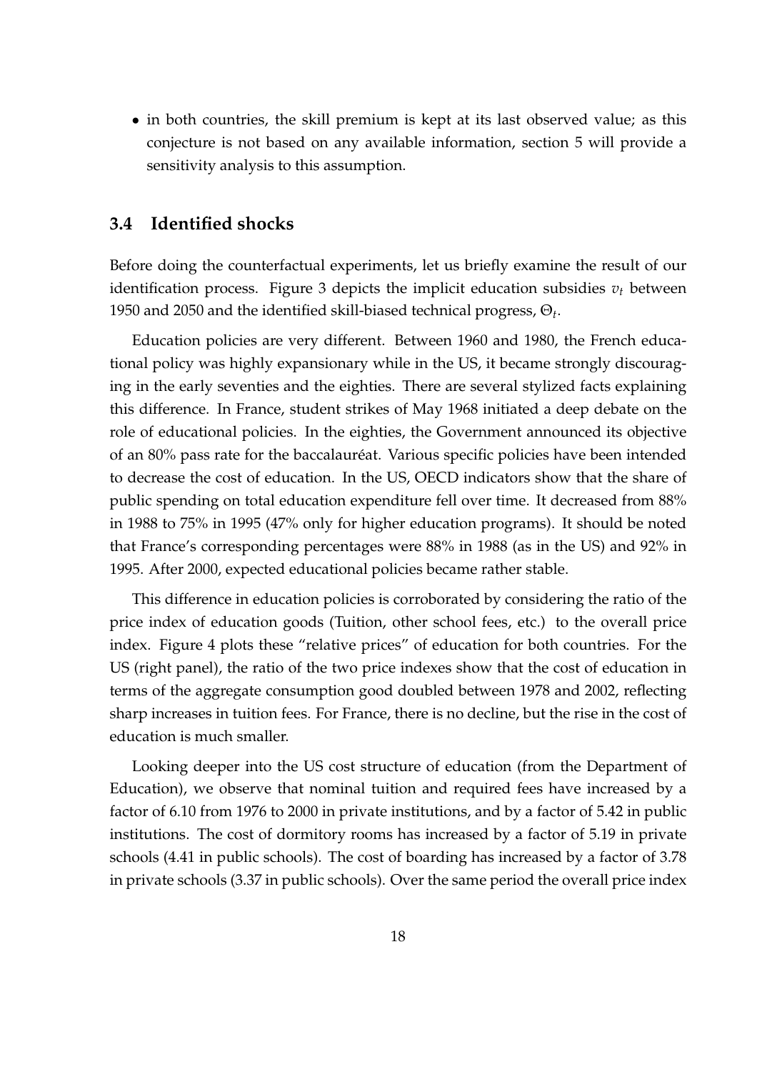- in both countries, the skill premium is kept at its last observed value; as this conjecture is not based on any available information, section 5 will provide a sensitivity analysis to this assumption.

### 3.4 Identified shocks

Before doing the counterfactual experiments, let us briefly examine the result of our identification process. Figure 3 depicts the implicit education subsidies $v_t$ between 1950 and 2050 and the identified skill-biased technical progress, $\Theta_t$.

Education policies are very different. Between 1960 and 1980, the French educational policy was highly expansionary while in the US, it became strongly discouraging in the early seventies and the eighties. There are several stylized facts explaining this difference. In France, student strikes of May 1968 initiated a deep debate on the role of educational policies. In the eighties, the Government announced its objective of an 80% pass rate for the baccalauréat. Various specific policies have been intended to decrease the cost of education. In the US, OECD indicators show that the share of public spending on total education expenditure fell over time. It decreased from 88% in 1988 to 75% in 1995 (47% only for higher education programs). It should be noted that France's corresponding percentages were 88% in 1988 (as in the US) and 92% in 1995. After 2000, expected educational policies became rather stable.

This difference in education policies is corroborated by considering the ratio of the price index of education goods (Tuition, other school fees, etc.) to the overall price index. Figure 4 plots these "relative prices" of education for both countries. For the US (right panel), the ratio of the two price indexes show that the cost of education in terms of the aggregate consumption good doubled between 1978 and 2002, reflecting sharp increases in tuition fees. For France, there is no decline, but the rise in the cost of education is much smaller.

Looking deeper into the US cost structure of education (from the Department of Education), we observe that nominal tuition and required fees have increased by a factor of 6.10 from 1976 to 2000 in private institutions, and by a factor of 5.42 in public institutions. The cost of dormitory rooms has increased by a factor of 5.19 in private schools (4.41 in public schools). The cost of boarding has increased by a factor of 3.78 in private schools (3.37 in public schools). Over the same period the overall price index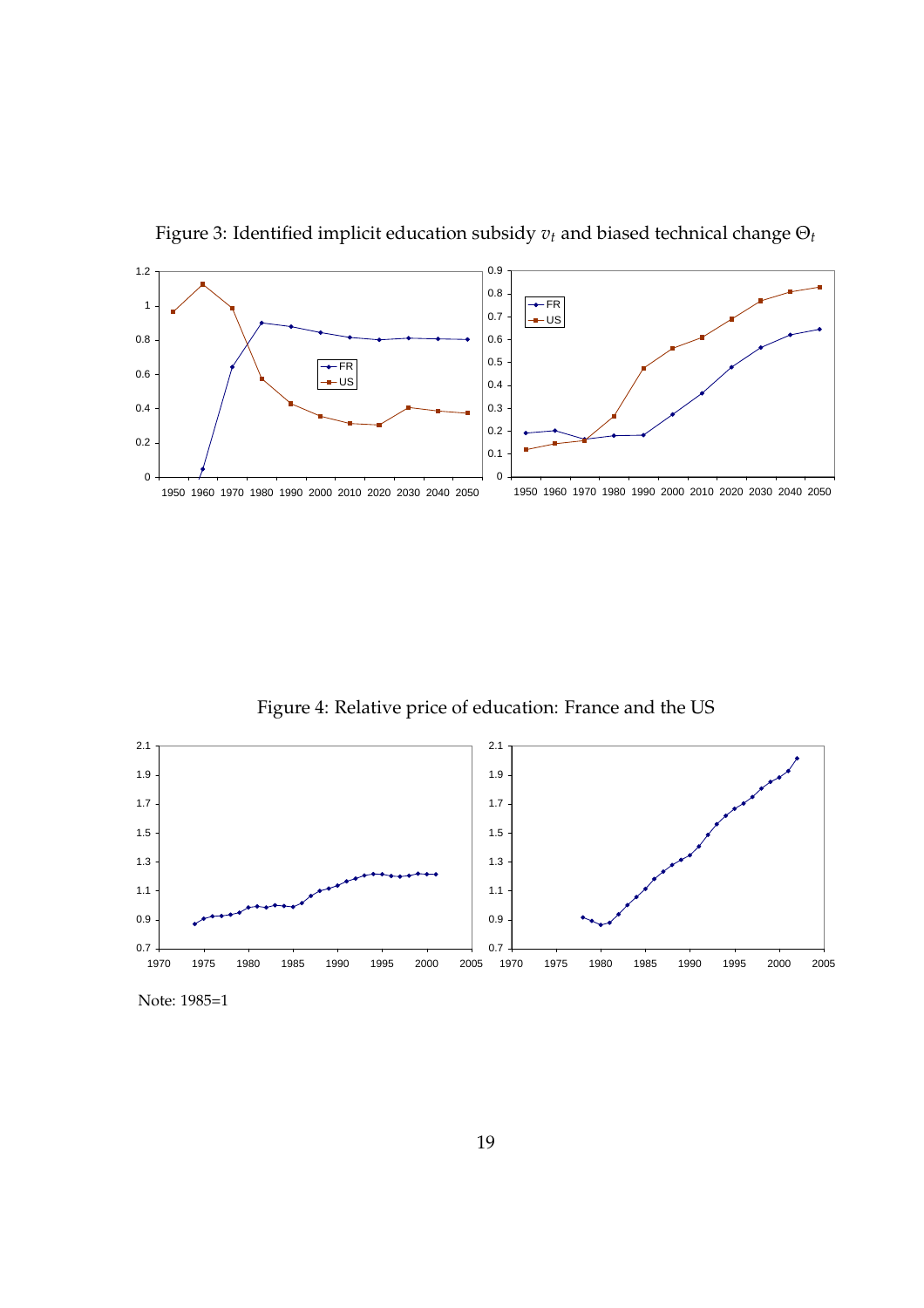Figure 3: Identified implicit education subsidy $v_t$ and biased technical change $\Theta_t$

Figure 4: Relative price of education: France and the US

Note: 1985=1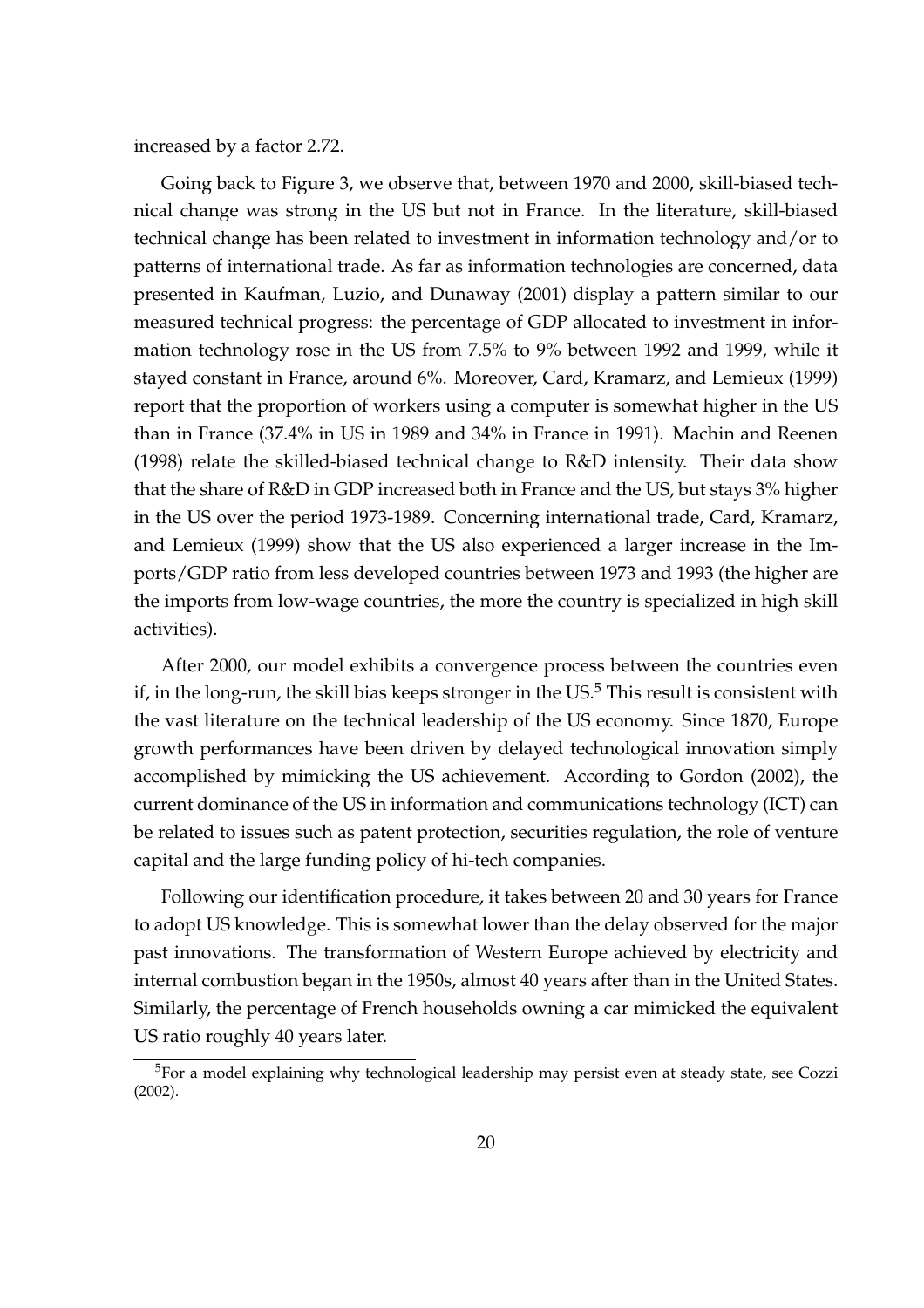increased by a factor 2.72.

Going back to Figure 3, we observe that, between 1970 and 2000, skill-biased technical change was strong in the US but not in France. In the literature, skill-biased technical change has been related to investment in information technology and/or to patterns of international trade. As far as information technologies are concerned, data presented in Kaufman, Luzio, and Dunaway (2001) display a pattern similar to our measured technical progress: the percentage of GDP allocated to investment in information technology rose in the US from 7.5% to 9% between 1992 and 1999, while it stayed constant in France, around 6%. Moreover, Card, Kramarz, and Lemieux (1999) report that the proportion of workers using a computer is somewhat higher in the US than in France (37.4% in US in 1989 and 34% in France in 1991). Machin and Reenen (1998) relate the skilled-biased technical change to R&D intensity. Their data show that the share of R&D in GDP increased both in France and the US, but stays 3% higher in the US over the period 1973-1989. Concerning international trade, Card, Kramarz, and Lemieux (1999) show that the US also experienced a larger increase in the Imports/GDP ratio from less developed countries between 1973 and 1993 (the higher are the imports from low-wage countries, the more the country is specialized in high skill activities).

After 2000, our model exhibits a convergence process between the countries even if, in the long-run, the skill bias keeps stronger in the US.[5] This result is consistent with the vast literature on the technical leadership of the US economy. Since 1870, Europe growth performances have been driven by delayed technological innovation simply accomplished by mimicking the US achievement. According to Gordon (2002), the current dominance of the US in information and communications technology (ICT) can be related to issues such as patent protection, securities regulation, the role of venture capital and the large funding policy of hi-tech companies.

Following our identification procedure, it takes between 20 and 30 years for France to adopt US knowledge. This is somewhat lower than the delay observed for the major past innovations. The transformation of Western Europe achieved by electricity and internal combustion began in the 1950s, almost 40 years after than in the United States. Similarly, the percentage of French households owning a car mimicked the equivalent US ratio roughly 40 years later.

[5]For a model explaining why technological leadership may persist even at steady state, see Cozzi (2002).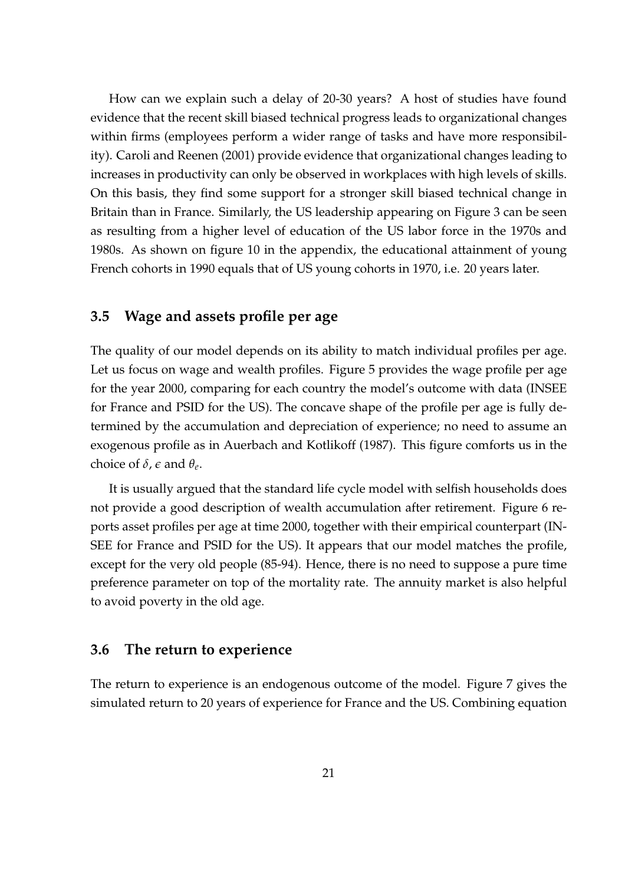How can we explain such a delay of 20-30 years? A host of studies have found evidence that the recent skill biased technical progress leads to organizational changes within firms (employees perform a wider range of tasks and have more responsibility). Caroli and Reenen (2001) provide evidence that organizational changes leading to increases in productivity can only be observed in workplaces with high levels of skills. On this basis, they find some support for a stronger skill biased technical change in Britain than in France. Similarly, the US leadership appearing on Figure 3 can be seen as resulting from a higher level of education of the US labor force in the 1970s and 1980s. As shown on figure 10 in the appendix, the educational attainment of young French cohorts in 1990 equals that of US young cohorts in 1970, i.e. 20 years later.

### 3.5 Wage and assets profile per age

The quality of our model depends on its ability to match individual profiles per age. Let us focus on wage and wealth profiles. Figure 5 provides the wage profile per age for the year 2000, comparing for each country the model's outcome with data (INSEE for France and PSID for the US). The concave shape of the profile per age is fully determined by the accumulation and depreciation of experience; no need to assume an exogenous profile as in Auerbach and Kotlikoff (1987). This figure comforts us in the choice of $\delta$, $\epsilon$ and $\theta_e$.

It is usually argued that the standard life cycle model with selfish households does not provide a good description of wealth accumulation after retirement. Figure 6 reports asset profiles per age at time 2000, together with their empirical counterpart (INSEE for France and PSID for the US). It appears that our model matches the profile, except for the very old people (85-94). Hence, there is no need to suppose a pure time preference parameter on top of the mortality rate. The annuity market is also helpful to avoid poverty in the old age.

### 3.6 The return to experience

The return to experience is an endogenous outcome of the model. Figure 7 gives the simulated return to 20 years of experience for France and the US. Combining equation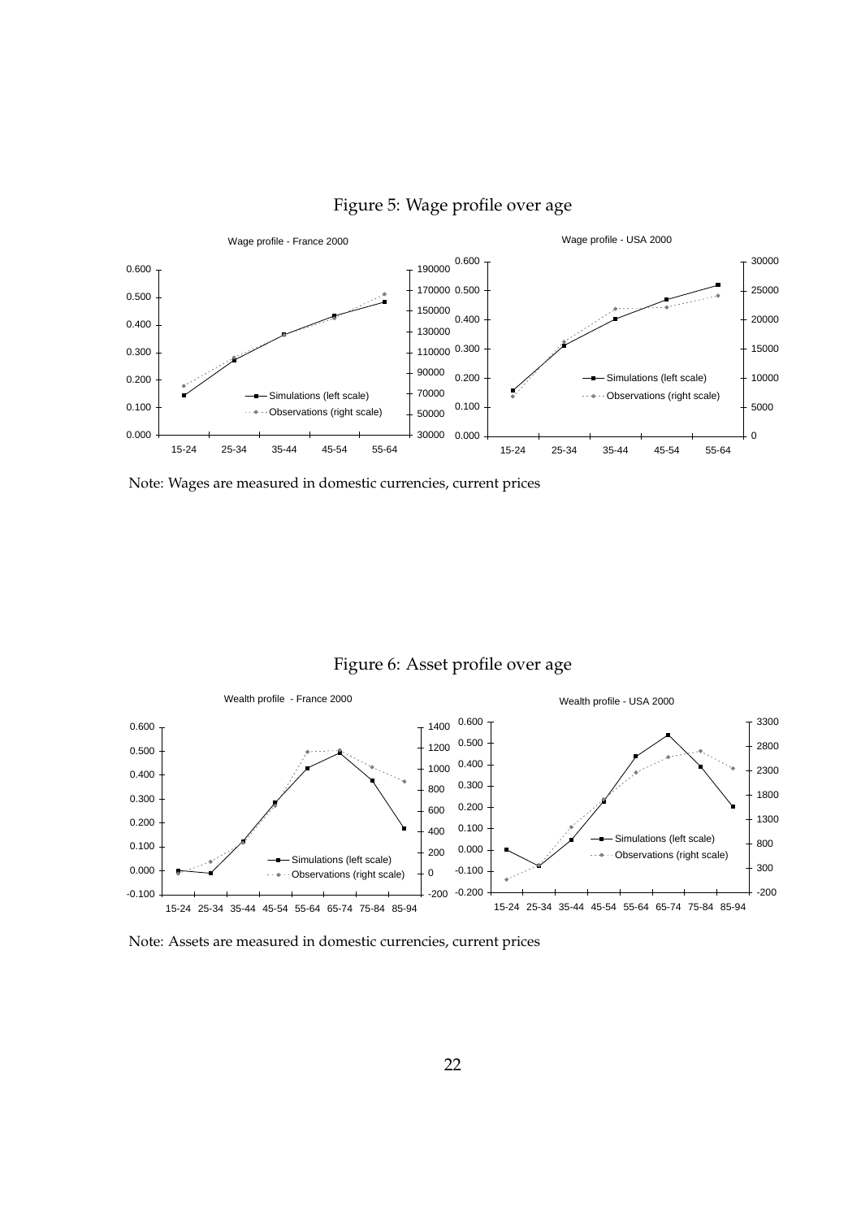Figure 5: Wage profile over age

Note: Wages are measured in domestic currencies, current prices

Figure 6: Asset profile over age

Note: Assets are measured in domestic currencies, current prices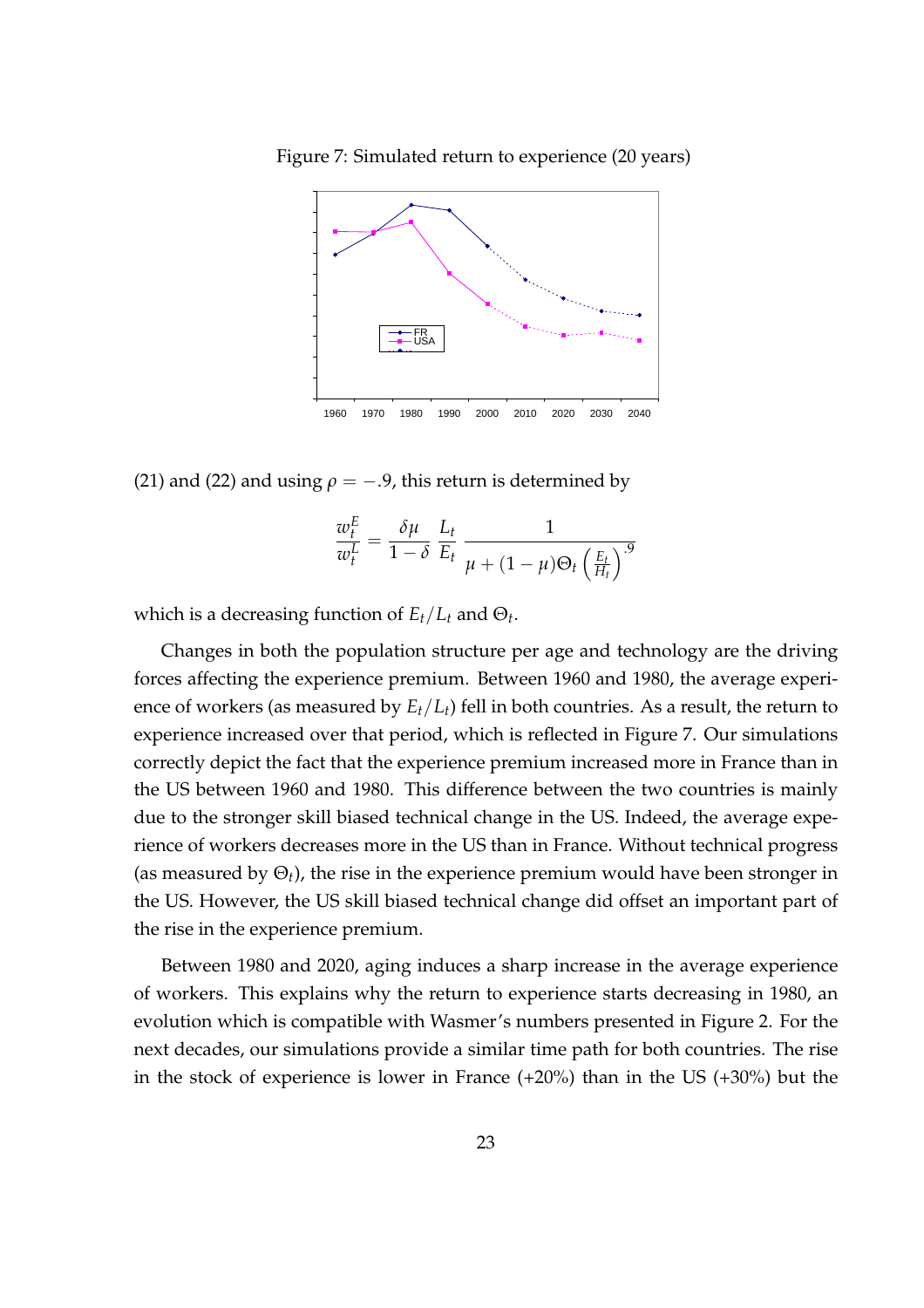Figure 7: Simulated return to experience (20 years)

(21) and (22) and using $\rho = -.9$, this return is determined by

$$\frac{w_t^E}{w_t^L} = \frac{\delta\mu}{1-\delta}\,\frac{L_t}{E_t}\,\frac{1}{\mu + (1-\mu)\Theta_t\left(\frac{E_t}{H_t}\right)^{.9}}$$

which is a decreasing function of $E_t/L_t$ and $\Theta_t$.

Changes in both the population structure per age and technology are the driving forces affecting the experience premium. Between 1960 and 1980, the average experience of workers (as measured by $E_t/L_t$) fell in both countries. As a result, the return to experience increased over that period, which is reflected in Figure 7. Our simulations correctly depict the fact that the experience premium increased more in France than in the US between 1960 and 1980. This difference between the two countries is mainly due to the stronger skill biased technical change in the US. Indeed, the average experience of workers decreases more in the US than in France. Without technical progress (as measured by $\Theta_t$), the rise in the experience premium would have been stronger in the US. However, the US skill biased technical change did offset an important part of the rise in the experience premium.

Between 1980 and 2020, aging induces a sharp increase in the average experience of workers. This explains why the return to experience starts decreasing in 1980, an evolution which is compatible with Wasmer's numbers presented in Figure 2. For the next decades, our simulations provide a similar time path for both countries. The rise in the stock of experience is lower in France (+20%) than in the US (+30%) but the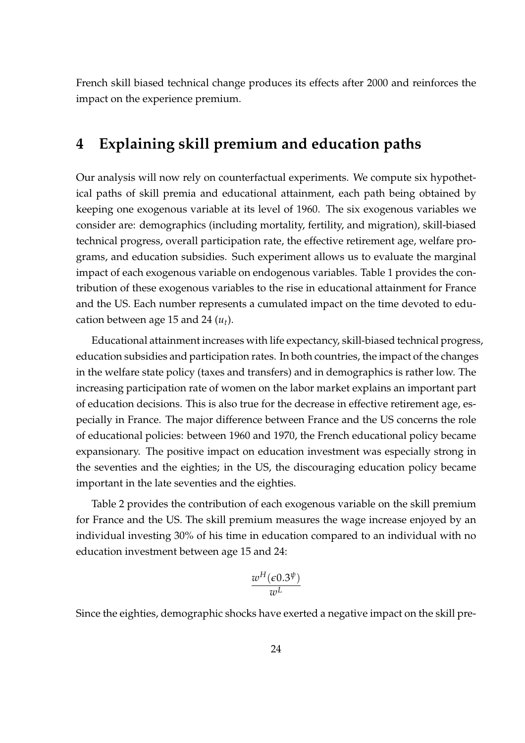French skill biased technical change produces its effects after 2000 and reinforces the impact on the experience premium.

# 4 Explaining skill premium and education paths

Our analysis will now rely on counterfactual experiments. We compute six hypothetical paths of skill premia and educational attainment, each path being obtained by keeping one exogenous variable at its level of 1960. The six exogenous variables we consider are: demographics (including mortality, fertility, and migration), skill-biased technical progress, overall participation rate, the effective retirement age, welfare programs, and education subsidies. Such experiment allows us to evaluate the marginal impact of each exogenous variable on endogenous variables. Table 1 provides the contribution of these exogenous variables to the rise in educational attainment for France and the US. Each number represents a cumulated impact on the time devoted to education between age 15 and 24 ($u_t$).

Educational attainment increases with life expectancy, skill-biased technical progress, education subsidies and participation rates. In both countries, the impact of the changes in the welfare state policy (taxes and transfers) and in demographics is rather low. The increasing participation rate of women on the labor market explains an important part of education decisions. This is also true for the decrease in effective retirement age, especially in France. The major difference between France and the US concerns the role of educational policies: between 1960 and 1970, the French educational policy became expansionary. The positive impact on education investment was especially strong in the seventies and the eighties; in the US, the discouraging education policy became important in the late seventies and the eighties.

Table 2 provides the contribution of each exogenous variable on the skill premium for France and the US. The skill premium measures the wage increase enjoyed by an individual investing 30% of his time in education compared to an individual with no education investment between age 15 and 24:

$$\frac{w^H(\epsilon 0.3^\psi)}{w^L}$$

Since the eighties, demographic shocks have exerted a negative impact on the skill pre-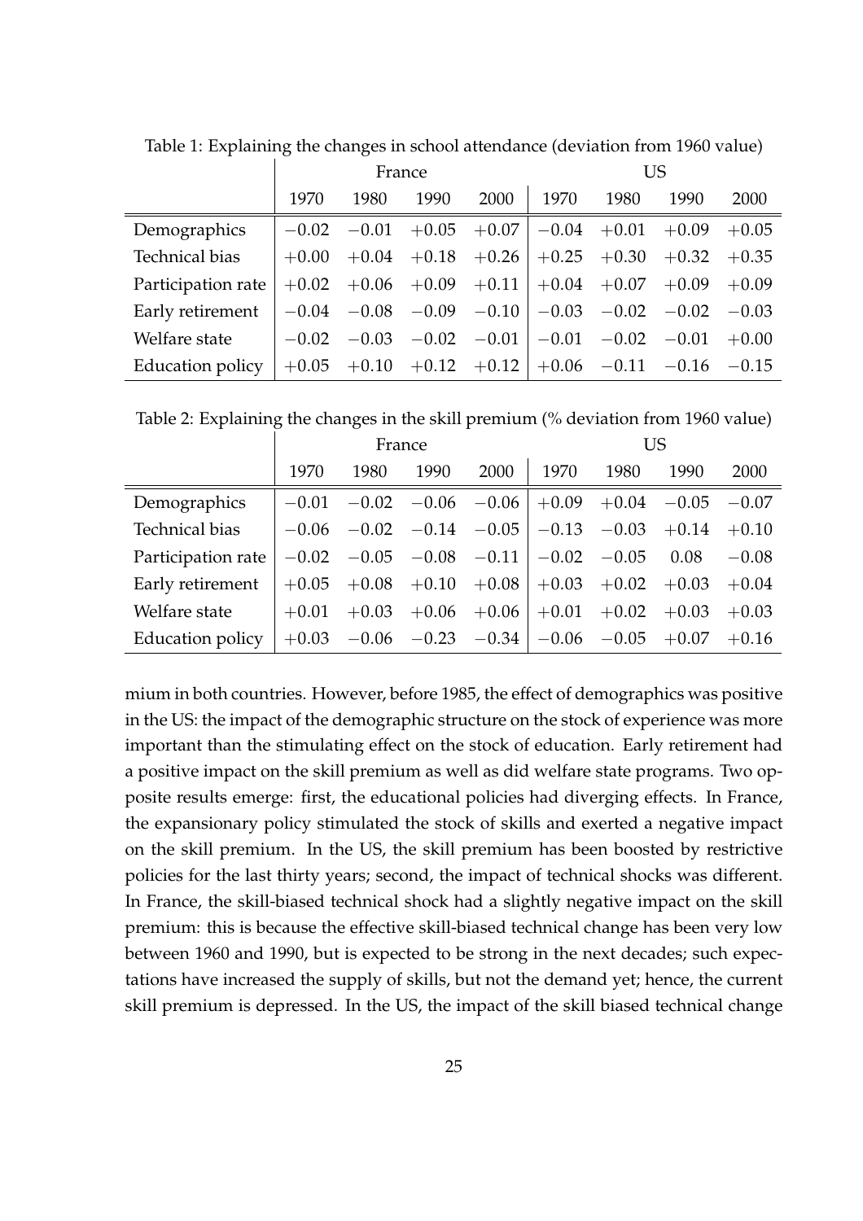Table 1: Explaining the changes in school attendance (deviation from 1960 value)

| | France | | | | US | | | |
|---|---|---|---|---|---|---|---|---|
| | 1970 | 1980 | 1990 | 2000 | 1970 | 1980 | 1990 | 2000 |
| Demographics | $-0.02$ | $-0.01$ | $+0.05$ | $+0.07$ | $-0.04$ | $+0.01$ | $+0.09$ | $+0.05$ |
| Technical bias | $+0.00$ | $+0.04$ | $+0.18$ | $+0.26$ | $+0.25$ | $+0.30$ | $+0.32$ | $+0.35$ |
| Participation rate | $+0.02$ | $+0.06$ | $+0.09$ | $+0.11$ | $+0.04$ | $+0.07$ | $+0.09$ | $+0.09$ |
| Early retirement | $-0.04$ | $-0.08$ | $-0.09$ | $-0.10$ | $-0.03$ | $-0.02$ | $-0.02$ | $-0.03$ |
| Welfare state | $-0.02$ | $-0.03$ | $-0.02$ | $-0.01$ | $-0.01$ | $-0.02$ | $-0.01$ | $+0.00$ |
| Education policy | $+0.05$ | $+0.10$ | $+0.12$ | $+0.12$ | $+0.06$ | $-0.11$ | $-0.16$ | $-0.15$ |

Table 2: Explaining the changes in the skill premium (% deviation from 1960 value)

| | France | | | | US | | | |
|---|---|---|---|---|---|---|---|---|
| | 1970 | 1980 | 1990 | 2000 | 1970 | 1980 | 1990 | 2000 |
| Demographics | $-0.01$ | $-0.02$ | $-0.06$ | $-0.06$ | $+0.09$ | $+0.04$ | $-0.05$ | $-0.07$ |
| Technical bias | $-0.06$ | $-0.02$ | $-0.14$ | $-0.05$ | $-0.13$ | $-0.03$ | $+0.14$ | $+0.10$ |
| Participation rate | $-0.02$ | $-0.05$ | $-0.08$ | $-0.11$ | $-0.02$ | $-0.05$ | $0.08$ | $-0.08$ |
| Early retirement | $+0.05$ | $+0.08$ | $+0.10$ | $+0.08$ | $+0.03$ | $+0.02$ | $+0.03$ | $+0.04$ |
| Welfare state | $+0.01$ | $+0.03$ | $+0.06$ | $+0.06$ | $+0.01$ | $+0.02$ | $+0.03$ | $+0.03$ |
| Education policy | $+0.03$ | $-0.06$ | $-0.23$ | $-0.34$ | $-0.06$ | $-0.05$ | $+0.07$ | $+0.16$ |

mium in both countries. However, before 1985, the effect of demographics was positive in the US: the impact of the demographic structure on the stock of experience was more important than the stimulating effect on the stock of education. Early retirement had a positive impact on the skill premium as well as did welfare state programs. Two opposite results emerge: first, the educational policies had diverging effects. In France, the expansionary policy stimulated the stock of skills and exerted a negative impact on the skill premium. In the US, the skill premium has been boosted by restrictive policies for the last thirty years; second, the impact of technical shocks was different. In France, the skill-biased technical shock had a slightly negative impact on the skill premium: this is because the effective skill-biased technical change has been very low between 1960 and 1990, but is expected to be strong in the next decades; such expectations have increased the supply of skills, but not the demand yet; hence, the current skill premium is depressed. In the US, the impact of the skill biased technical change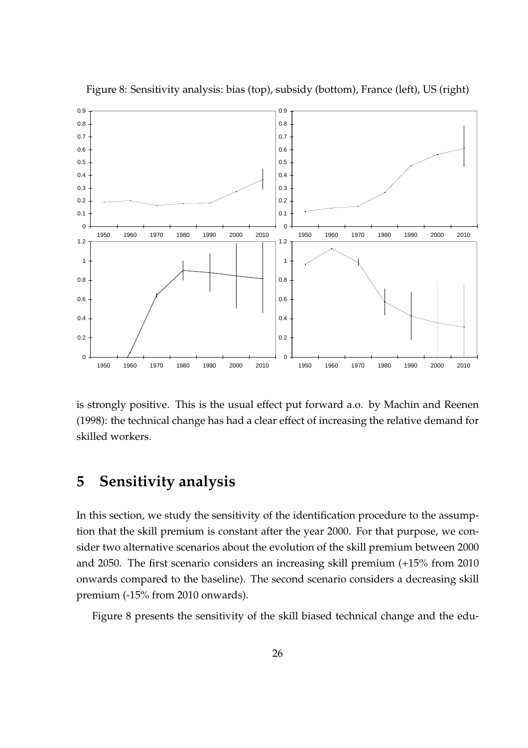Figure 8: Sensitivity analysis: bias (top), subsidy (bottom), France (left), US (right)

is strongly positive. This is the usual effect put forward a.o. by Machin and Reenen (1998): the technical change has had a clear effect of increasing the relative demand for skilled workers.

# 5 Sensitivity analysis

In this section, we study the sensitivity of the identification procedure to the assumption that the skill premium is constant after the year 2000. For that purpose, we consider two alternative scenarios about the evolution of the skill premium between 2000 and 2050. The first scenario considers an increasing skill premium (+15% from 2010 onwards compared to the baseline). The second scenario considers a decreasing skill premium (-15% from 2010 onwards).

Figure 8 presents the sensitivity of the skill biased technical change and the edu-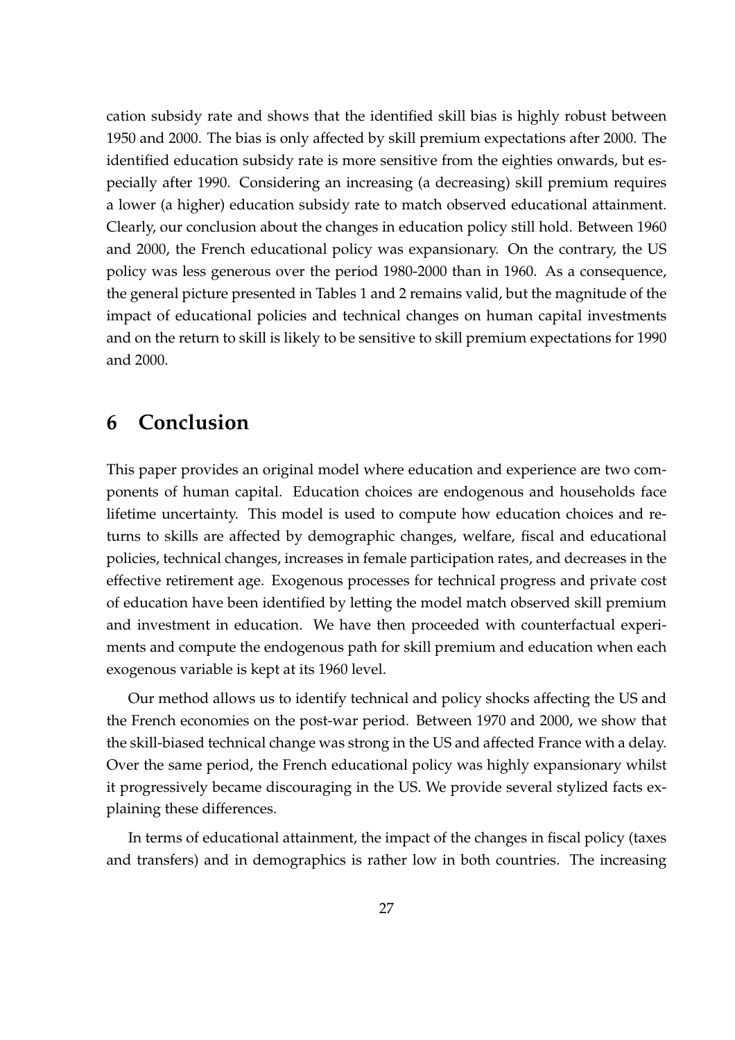cation subsidy rate and shows that the identified skill bias is highly robust between 1950 and 2000. The bias is only affected by skill premium expectations after 2000. The identified education subsidy rate is more sensitive from the eighties onwards, but especially after 1990. Considering an increasing (a decreasing) skill premium requires a lower (a higher) education subsidy rate to match observed educational attainment. Clearly, our conclusion about the changes in education policy still hold. Between 1960 and 2000, the French educational policy was expansionary. On the contrary, the US policy was less generous over the period 1980-2000 than in 1960. As a consequence, the general picture presented in Tables 1 and 2 remains valid, but the magnitude of the impact of educational policies and technical changes on human capital investments and on the return to skill is likely to be sensitive to skill premium expectations for 1990 and 2000.

# 6 Conclusion

This paper provides an original model where education and experience are two components of human capital. Education choices are endogenous and households face lifetime uncertainty. This model is used to compute how education choices and returns to skills are affected by demographic changes, welfare, fiscal and educational policies, technical changes, increases in female participation rates, and decreases in the effective retirement age. Exogenous processes for technical progress and private cost of education have been identified by letting the model match observed skill premium and investment in education. We have then proceeded with counterfactual experiments and compute the endogenous path for skill premium and education when each exogenous variable is kept at its 1960 level.

Our method allows us to identify technical and policy shocks affecting the US and the French economies on the post-war period. Between 1970 and 2000, we show that the skill-biased technical change was strong in the US and affected France with a delay. Over the same period, the French educational policy was highly expansionary whilst it progressively became discouraging in the US. We provide several stylized facts explaining these differences.

In terms of educational attainment, the impact of the changes in fiscal policy (taxes and transfers) and in demographics is rather low in both countries. The increasing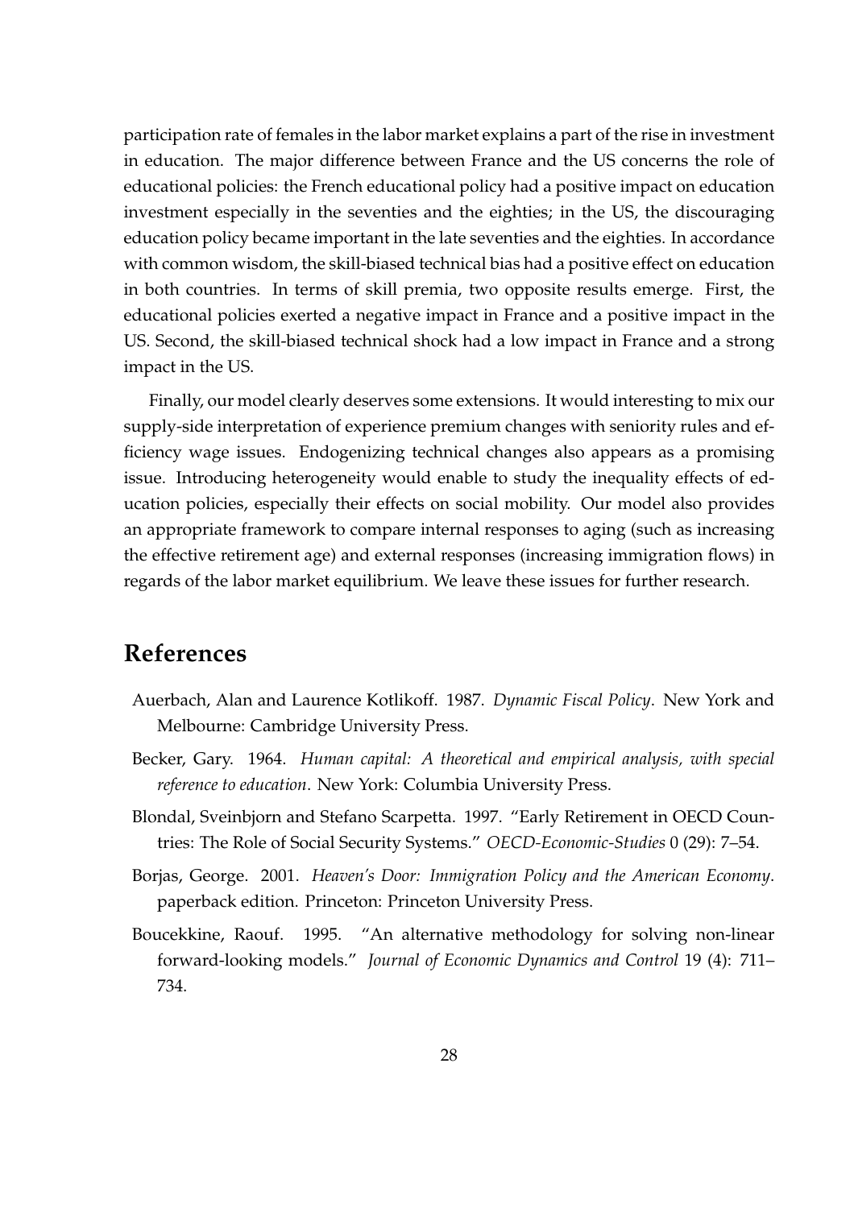participation rate of females in the labor market explains a part of the rise in investment in education. The major difference between France and the US concerns the role of educational policies: the French educational policy had a positive impact on education investment especially in the seventies and the eighties; in the US, the discouraging education policy became important in the late seventies and the eighties. In accordance with common wisdom, the skill-biased technical bias had a positive effect on education in both countries. In terms of skill premia, two opposite results emerge. First, the educational policies exerted a negative impact in France and a positive impact in the US. Second, the skill-biased technical shock had a low impact in France and a strong impact in the US.

Finally, our model clearly deserves some extensions. It would interesting to mix our supply-side interpretation of experience premium changes with seniority rules and efficiency wage issues. Endogenizing technical changes also appears as a promising issue. Introducing heterogeneity would enable to study the inequality effects of education policies, especially their effects on social mobility. Our model also provides an appropriate framework to compare internal responses to aging (such as increasing the effective retirement age) and external responses (increasing immigration flows) in regards of the labor market equilibrium. We leave these issues for further research.

# References

- Auerbach, Alan and Laurence Kotlikoff. 1987. *Dynamic Fiscal Policy*. New York and Melbourne: Cambridge University Press.
- Becker, Gary. 1964. *Human capital: A theoretical and empirical analysis, with special reference to education*. New York: Columbia University Press.
- Blondal, Sveinbjorn and Stefano Scarpetta. 1997. "Early Retirement in OECD Countries: The Role of Social Security Systems." *OECD-Economic-Studies* 0 (29): 7–54.
- Borjas, George. 2001. *Heaven's Door: Immigration Policy and the American Economy*. paperback edition. Princeton: Princeton University Press.
- Boucekkine, Raouf. 1995. "An alternative methodology for solving non-linear forward-looking models." *Journal of Economic Dynamics and Control* 19 (4): 711–734.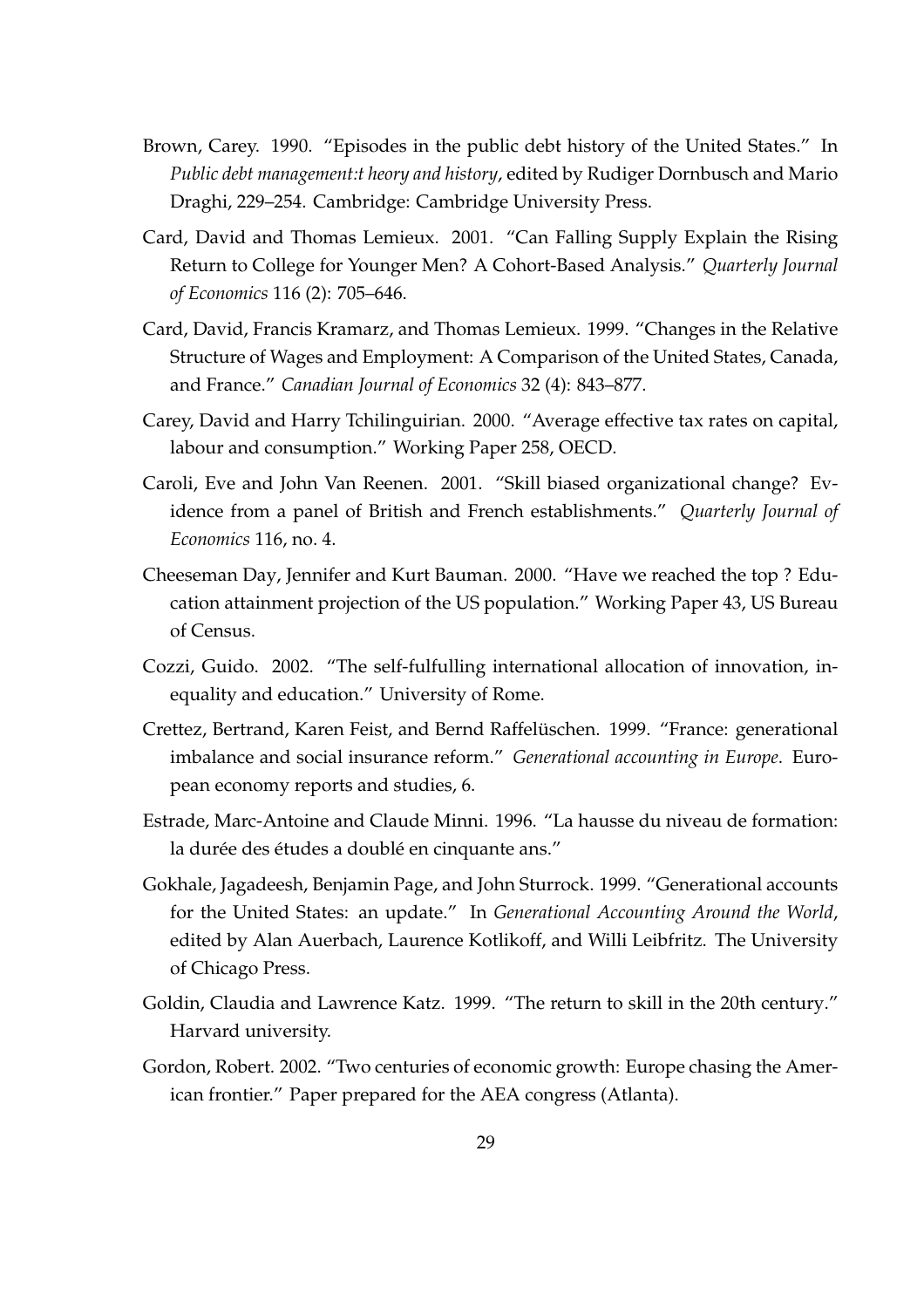Brown, Carey. 1990. "Episodes in the public debt history of the United States." In *Public debt management:t heory and history*, edited by Rudiger Dornbusch and Mario Draghi, 229–254. Cambridge: Cambridge University Press.

Card, David and Thomas Lemieux. 2001. "Can Falling Supply Explain the Rising Return to College for Younger Men? A Cohort-Based Analysis." *Quarterly Journal of Economics* 116 (2): 705–646.

Card, David, Francis Kramarz, and Thomas Lemieux. 1999. "Changes in the Relative Structure of Wages and Employment: A Comparison of the United States, Canada, and France." *Canadian Journal of Economics* 32 (4): 843–877.

Carey, David and Harry Tchilinguirian. 2000. "Average effective tax rates on capital, labour and consumption." Working Paper 258, OECD.

Caroli, Eve and John Van Reenen. 2001. "Skill biased organizational change? Evidence from a panel of British and French establishments." *Quarterly Journal of Economics* 116, no. 4.

Cheeseman Day, Jennifer and Kurt Bauman. 2000. "Have we reached the top ? Education attainment projection of the US population." Working Paper 43, US Bureau of Census.

Cozzi, Guido. 2002. "The self-fulfulling international allocation of innovation, inequality and education." University of Rome.

Crettez, Bertrand, Karen Feist, and Bernd Raffelüschen. 1999. "France: generational imbalance and social insurance reform." *Generational accounting in Europe*. European economy reports and studies, 6.

Estrade, Marc-Antoine and Claude Minni. 1996. "La hausse du niveau de formation: la durée des études a doublé en cinquante ans."

Gokhale, Jagadeesh, Benjamin Page, and John Sturrock. 1999. "Generational accounts for the United States: an update." In *Generational Accounting Around the World*, edited by Alan Auerbach, Laurence Kotlikoff, and Willi Leibfritz. The University of Chicago Press.

Goldin, Claudia and Lawrence Katz. 1999. "The return to skill in the 20th century." Harvard university.

Gordon, Robert. 2002. "Two centuries of economic growth: Europe chasing the American frontier." Paper prepared for the AEA congress (Atlanta).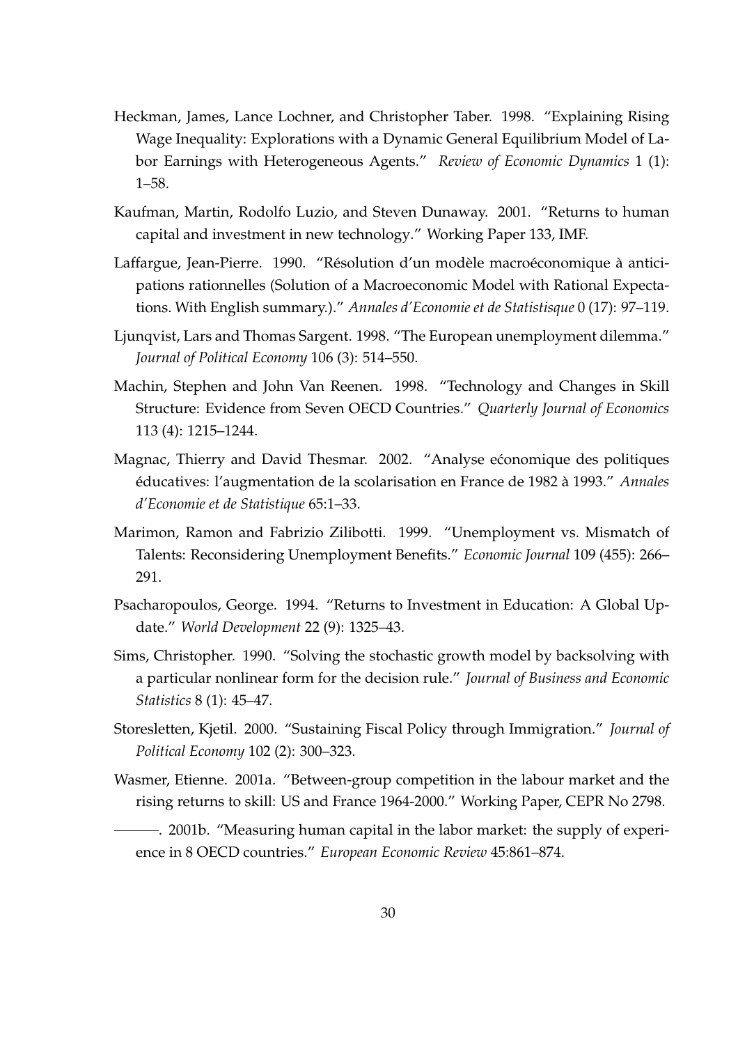Heckman, James, Lance Lochner, and Christopher Taber. 1998. "Explaining Rising Wage Inequality: Explorations with a Dynamic General Equilibrium Model of Labor Earnings with Heterogeneous Agents." *Review of Economic Dynamics* 1 (1): 1–58.

Kaufman, Martin, Rodolfo Luzio, and Steven Dunaway. 2001. "Returns to human capital and investment in new technology." Working Paper 133, IMF.

Laffargue, Jean-Pierre. 1990. "Résolution d'un modèle macroéconomique à anticipations rationnelles (Solution of a Macroeconomic Model with Rational Expectations. With English summary.)." *Annales d'Economie et de Statistisque* 0 (17): 97–119.

Ljunqvist, Lars and Thomas Sargent. 1998. "The European unemployment dilemma." *Journal of Political Economy* 106 (3): 514–550.

Machin, Stephen and John Van Reenen. 1998. "Technology and Changes in Skill Structure: Evidence from Seven OECD Countries." *Quarterly Journal of Economics* 113 (4): 1215–1244.

Magnac, Thierry and David Thesmar. 2002. "Analyse ećonomique des politiques éducatives: l'augmentation de la scolarisation en France de 1982 à 1993." *Annales d'Economie et de Statistique* 65:1–33.

Marimon, Ramon and Fabrizio Zilibotti. 1999. "Unemployment vs. Mismatch of Talents: Reconsidering Unemployment Benefits." *Economic Journal* 109 (455): 266–291.

Psacharopoulos, George. 1994. "Returns to Investment in Education: A Global Update." *World Development* 22 (9): 1325–43.

Sims, Christopher. 1990. "Solving the stochastic growth model by backsolving with a particular nonlinear form for the decision rule." *Journal of Business and Economic Statistics* 8 (1): 45–47.

Storesletten, Kjetil. 2000. "Sustaining Fiscal Policy through Immigration." *Journal of Political Economy* 102 (2): 300–323.

Wasmer, Etienne. 2001a. "Between-group competition in the labour market and the rising returns to skill: US and France 1964-2000." Working Paper, CEPR No 2798.

———. 2001b. "Measuring human capital in the labor market: the supply of experience in 8 OECD countries." *European Economic Review* 45:861–874.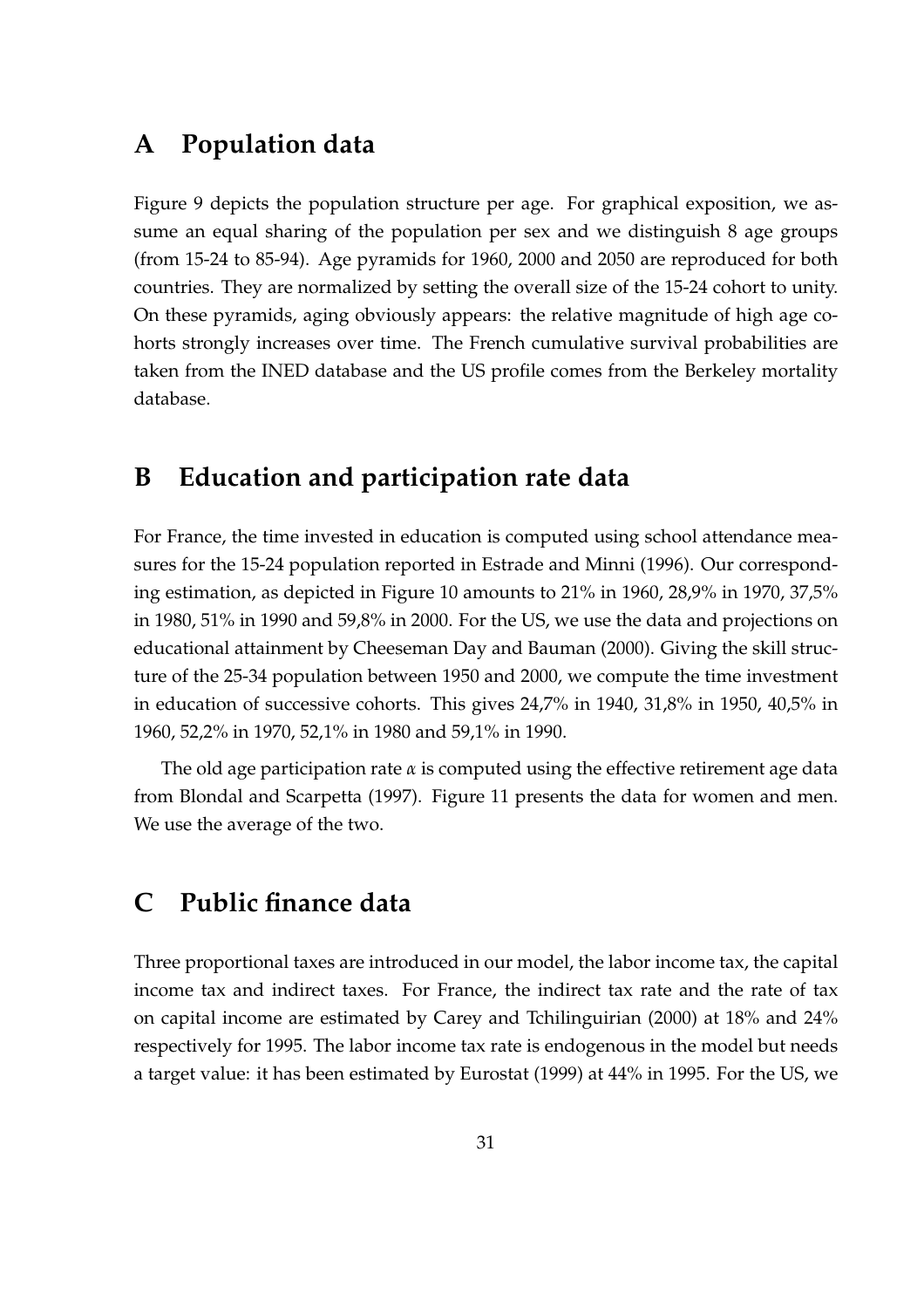# A Population data

Figure 9 depicts the population structure per age. For graphical exposition, we assume an equal sharing of the population per sex and we distinguish 8 age groups (from 15-24 to 85-94). Age pyramids for 1960, 2000 and 2050 are reproduced for both countries. They are normalized by setting the overall size of the 15-24 cohort to unity. On these pyramids, aging obviously appears: the relative magnitude of high age cohorts strongly increases over time. The French cumulative survival probabilities are taken from the INED database and the US profile comes from the Berkeley mortality database.

# B Education and participation rate data

For France, the time invested in education is computed using school attendance measures for the 15-24 population reported in Estrade and Minni (1996). Our corresponding estimation, as depicted in Figure 10 amounts to 21% in 1960, 28,9% in 1970, 37,5% in 1980, 51% in 1990 and 59,8% in 2000. For the US, we use the data and projections on educational attainment by Cheeseman Day and Bauman (2000). Giving the skill structure of the 25-34 population between 1950 and 2000, we compute the time investment in education of successive cohorts. This gives 24,7% in 1940, 31,8% in 1950, 40,5% in 1960, 52,2% in 1970, 52,1% in 1980 and 59,1% in 1990.

The old age participation rate $\alpha$ is computed using the effective retirement age data from Blondal and Scarpetta (1997). Figure 11 presents the data for women and men. We use the average of the two.

# C Public finance data

Three proportional taxes are introduced in our model, the labor income tax, the capital income tax and indirect taxes. For France, the indirect tax rate and the rate of tax on capital income are estimated by Carey and Tchilinguirian (2000) at 18% and 24% respectively for 1995. The labor income tax rate is endogenous in the model but needs a target value: it has been estimated by Eurostat (1999) at 44% in 1995. For the US, we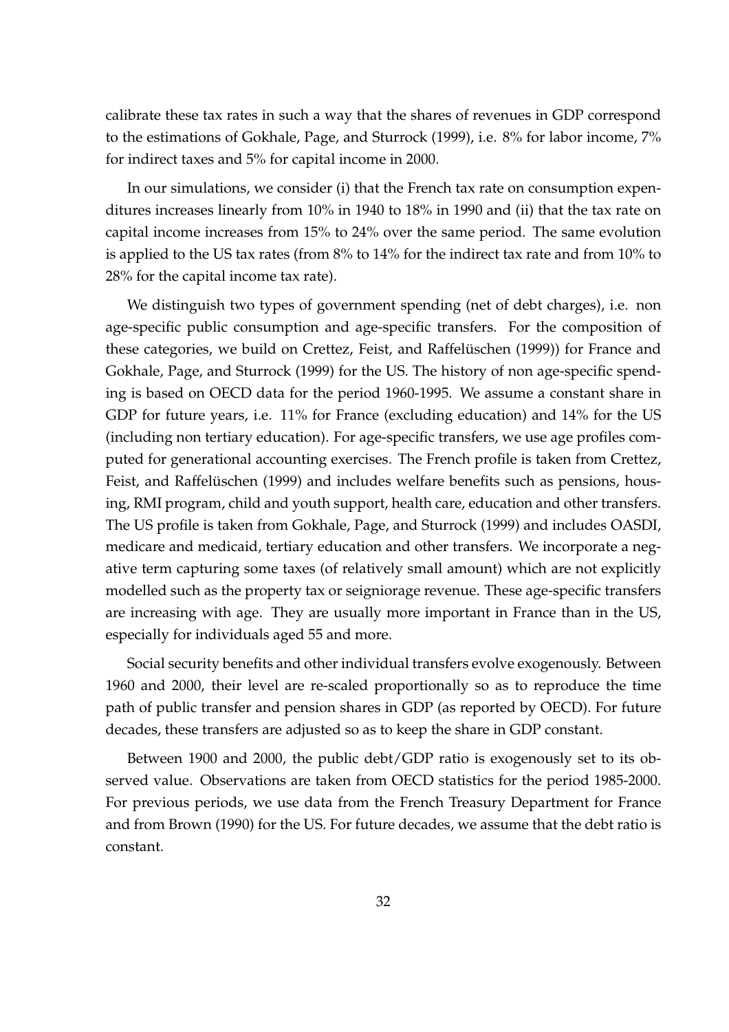calibrate these tax rates in such a way that the shares of revenues in GDP correspond to the estimations of Gokhale, Page, and Sturrock (1999), i.e. 8% for labor income, 7% for indirect taxes and 5% for capital income in 2000.

In our simulations, we consider (i) that the French tax rate on consumption expenditures increases linearly from 10% in 1940 to 18% in 1990 and (ii) that the tax rate on capital income increases from 15% to 24% over the same period. The same evolution is applied to the US tax rates (from 8% to 14% for the indirect tax rate and from 10% to 28% for the capital income tax rate).

We distinguish two types of government spending (net of debt charges), i.e. non age-specific public consumption and age-specific transfers. For the composition of these categories, we build on Crettez, Feist, and Raffelüschen (1999)) for France and Gokhale, Page, and Sturrock (1999) for the US. The history of non age-specific spending is based on OECD data for the period 1960-1995. We assume a constant share in GDP for future years, i.e. 11% for France (excluding education) and 14% for the US (including non tertiary education). For age-specific transfers, we use age profiles computed for generational accounting exercises. The French profile is taken from Crettez, Feist, and Raffelüschen (1999) and includes welfare benefits such as pensions, housing, RMI program, child and youth support, health care, education and other transfers. The US profile is taken from Gokhale, Page, and Sturrock (1999) and includes OASDI, medicare and medicaid, tertiary education and other transfers. We incorporate a negative term capturing some taxes (of relatively small amount) which are not explicitly modelled such as the property tax or seigniorage revenue. These age-specific transfers are increasing with age. They are usually more important in France than in the US, especially for individuals aged 55 and more.

Social security benefits and other individual transfers evolve exogenously. Between 1960 and 2000, their level are re-scaled proportionally so as to reproduce the time path of public transfer and pension shares in GDP (as reported by OECD). For future decades, these transfers are adjusted so as to keep the share in GDP constant.

Between 1900 and 2000, the public debt/GDP ratio is exogenously set to its observed value. Observations are taken from OECD statistics for the period 1985-2000. For previous periods, we use data from the French Treasury Department for France and from Brown (1990) for the US. For future decades, we assume that the debt ratio is constant.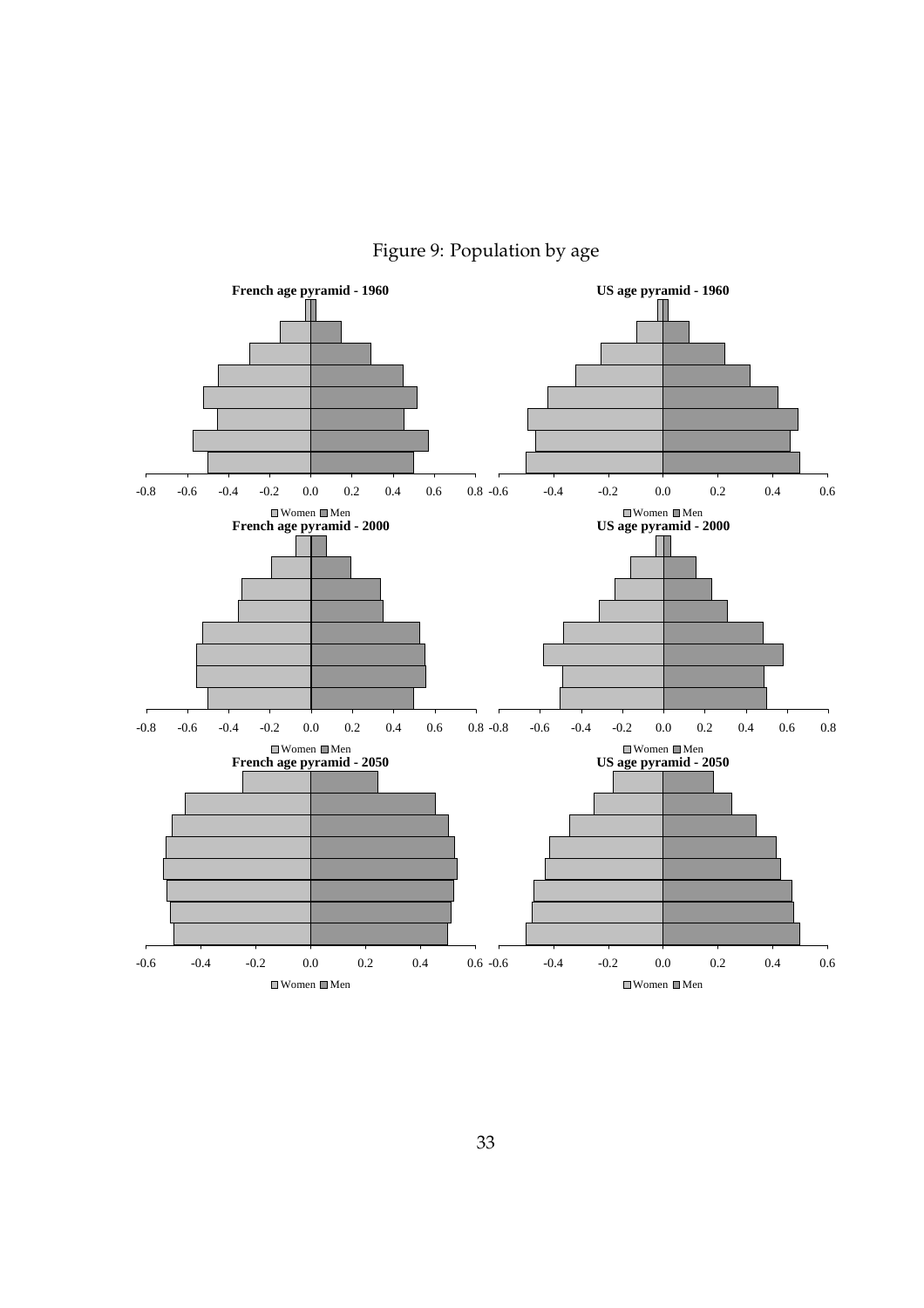Figure 9: Population by age

**French age pyramid - 1960**

-0.8 -0.6 -0.4 -0.2 0.0 0.2 0.4 0.6 0.8

Women Men

**US age pyramid - 1960**

-0.6 -0.4 -0.2 0.0 0.2 0.4 0.6

Women Men

**French age pyramid - 2000**

-0.8 -0.6 -0.4 -0.2 0.0 0.2 0.4 0.6 0.8

Women Men

**US age pyramid - 2000**

-0.8 -0.6 -0.4 -0.2 0.0 0.2 0.4 0.6 0.8

Women Men

**French age pyramid - 2050**

-0.6 -0.4 -0.2 0.0 0.2 0.4 0.6

Women Men

**US age pyramid - 2050**

-0.6 -0.4 -0.2 0.0 0.2 0.4 0.6

Women Men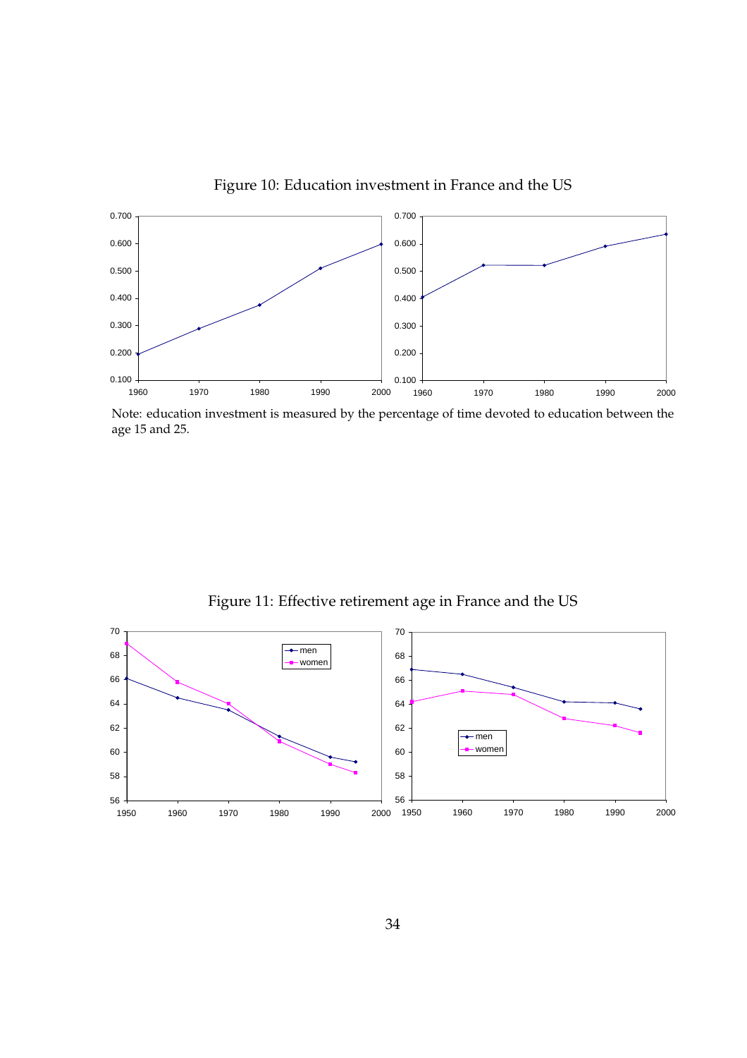Figure 10: Education investment in France and the US

Note: education investment is measured by the percentage of time devoted to education between the age 15 and 25.

Figure 11: Effective retirement age in France and the US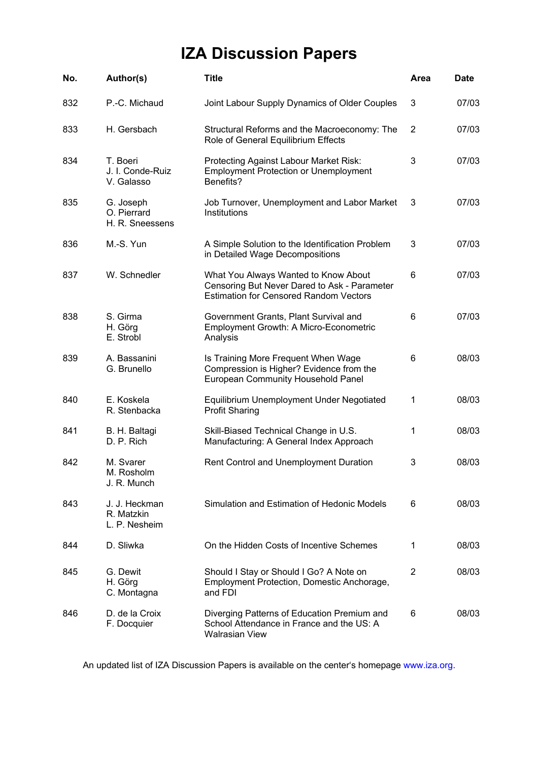# IZA Discussion Papers

| No. | Author(s) | Title | Area | Date |
|---|---|---|---|---|
| 832 | P.-C. Michaud | Joint Labour Supply Dynamics of Older Couples | 3 | 07/03 |
| 833 | H. Gersbach | Structural Reforms and the Macroeconomy: The Role of General Equilibrium Effects | 2 | 07/03 |
| 834 | T. Boeri<br>J. I. Conde-Ruiz<br>V. Galasso | Protecting Against Labour Market Risk: Employment Protection or Unemployment Benefits? | 3 | 07/03 |
| 835 | G. Joseph<br>O. Pierrard<br>H. R. Sneessens | Job Turnover, Unemployment and Labor Market Institutions | 3 | 07/03 |
| 836 | M.-S. Yun | A Simple Solution to the Identification Problem in Detailed Wage Decompositions | 3 | 07/03 |
| 837 | W. Schnedler | What You Always Wanted to Know About Censoring But Never Dared to Ask - Parameter Estimation for Censored Random Vectors | 6 | 07/03 |
| 838 | S. Girma<br>H. Görg<br>E. Strobl | Government Grants, Plant Survival and Employment Growth: A Micro-Econometric Analysis | 6 | 07/03 |
| 839 | A. Bassanini<br>G. Brunello | Is Training More Frequent When Wage Compression is Higher? Evidence from the European Community Household Panel | 6 | 08/03 |
| 840 | E. Koskela<br>R. Stenbacka | Equilibrium Unemployment Under Negotiated Profit Sharing | 1 | 08/03 |
| 841 | B. H. Baltagi<br>D. P. Rich | Skill-Biased Technical Change in U.S. Manufacturing: A General Index Approach | 1 | 08/03 |
| 842 | M. Svarer<br>M. Rosholm<br>J. R. Munch | Rent Control and Unemployment Duration | 3 | 08/03 |
| 843 | J. J. Heckman<br>R. Matzkin<br>L. P. Nesheim | Simulation and Estimation of Hedonic Models | 6 | 08/03 |
| 844 | D. Sliwka | On the Hidden Costs of Incentive Schemes | 1 | 08/03 |
| 845 | G. Dewit<br>H. Görg<br>C. Montagna | Should I Stay or Should I Go? A Note on Employment Protection, Domestic Anchorage, and FDI | 2 | 08/03 |
| 846 | D. de la Croix<br>F. Docquier | Diverging Patterns of Education Premium and School Attendance in France and the US: A Walrasian View | 6 | 08/03 |

An updated list of IZA Discussion Papers is available on the center's homepage www.iza.org.